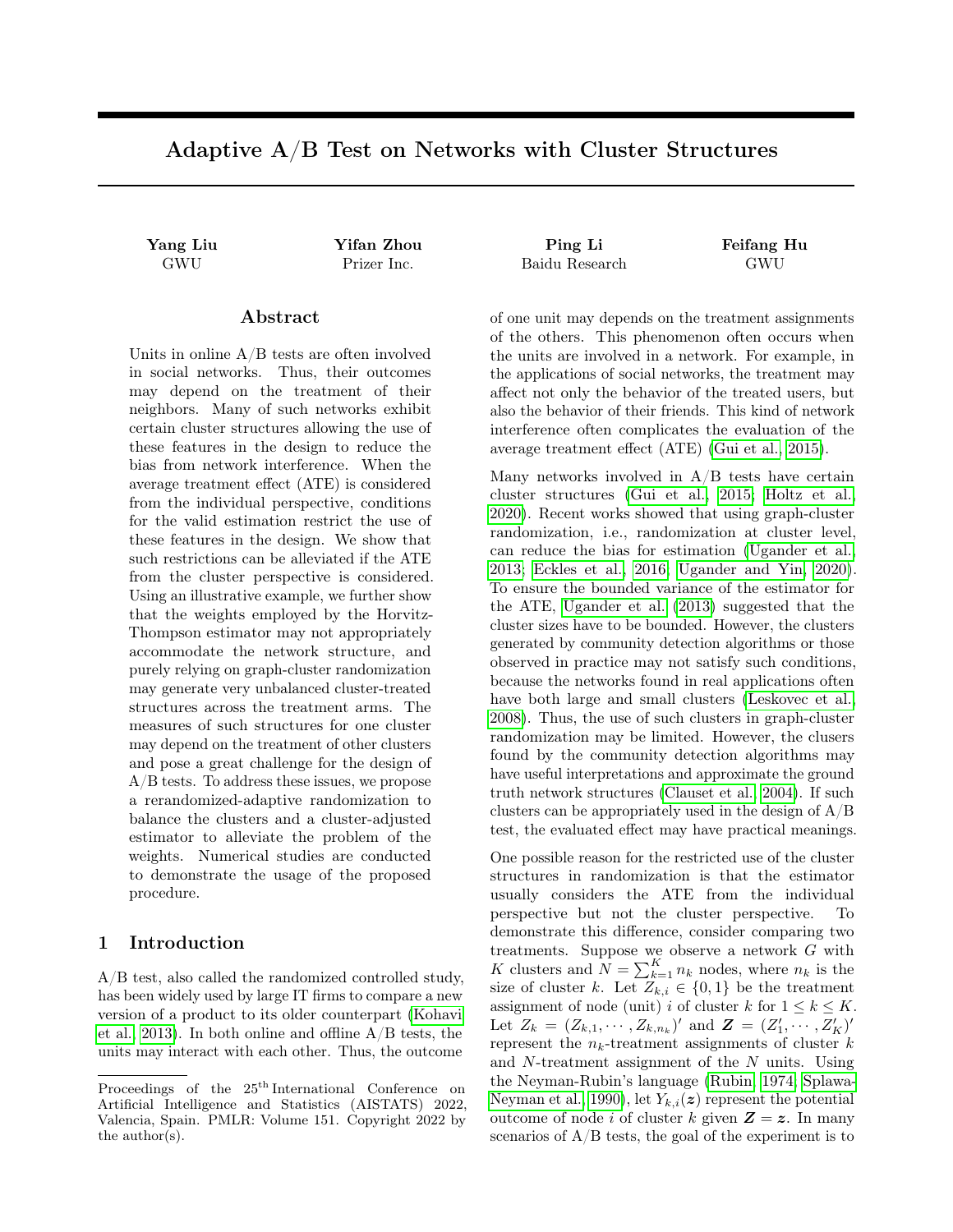# Adaptive A/B Test on Networks with Cluster Structures

**Yang Liu**
GWU

**Yifan Zhou**
Prizer Inc.

**Ping Li**
Baidu Research

**Feifang Hu**
GWU

## Abstract

Units in online A/B tests are often involved in social networks. Thus, their outcomes may depend on the treatment of their neighbors. Many of such networks exhibit certain cluster structures allowing the use of these features in the design to reduce the bias from network interference. When the average treatment effect (ATE) is considered from the individual perspective, conditions for the valid estimation restrict the use of these features in the design. We show that such restrictions can be alleviated if the ATE from the cluster perspective is considered. Using an illustrative example, we further show that the weights employed by the Horvitz-Thompson estimator may not appropriately accommodate the network structure, and purely relying on graph-cluster randomization may generate very unbalanced cluster-treated structures across the treatment arms. The measures of such structures for one cluster may depend on the treatment of other clusters and pose a great challenge for the design of A/B tests. To address these issues, we propose a rerandomized-adaptive randomization to balance the clusters and a cluster-adjusted estimator to alleviate the problem of the weights. Numerical studies are conducted to demonstrate the usage of the proposed procedure.

## 1 Introduction

A/B test, also called the randomized controlled study, has been widely used by large IT firms to compare a new version of a product to its older counterpart (Kohavi et al., 2013). In both online and offline A/B tests, the units may interact with each other. Thus, the outcome of one unit may depends on the treatment assignments of the others. This phenomenon often occurs when the units are involved in a network. For example, in the applications of social networks, the treatment may affect not only the behavior of the treated users, but also the behavior of their friends. This kind of network interference often complicates the evaluation of the average treatment effect (ATE) (Gui et al., 2015).

Many networks involved in A/B tests have certain cluster structures (Gui et al., 2015; Holtz et al., 2020). Recent works showed that using graph-cluster randomization, i.e., randomization at cluster level, can reduce the bias for estimation (Ugander et al., 2013; Eckles et al., 2016; Ugander and Yin, 2020). To ensure the bounded variance of the estimator for the ATE, Ugander et al. (2013) suggested that the cluster sizes have to be bounded. However, the clusters generated by community detection algorithms or those observed in practice may not satisfy such conditions, because the networks found in real applications often have both large and small clusters (Leskovec et al., 2008). Thus, the use of such clusters in graph-cluster randomization may be limited. However, the clusers found by the community detection algorithms may have useful interpretations and approximate the ground truth network structures (Clauset et al., 2004). If such clusters can be appropriately used in the design of A/B test, the evaluated effect may have practical meanings.

One possible reason for the restricted use of the cluster structures in randomization is that the estimator usually considers the ATE from the individual perspective but not the cluster perspective. To demonstrate this difference, consider comparing two treatments. Suppose we observe a network $G$ with $K$ clusters and $N = \sum_{k=1}^{K} n_k$ nodes, where $n_k$ is the size of cluster $k$. Let $Z_{k,i} \in \{0, 1\}$ be the treatment assignment of node (unit) $i$ of cluster $k$ for $1 \le k \le K$. Let $Z_k = (Z_{k,1}, \cdots, Z_{k,n_k})'$ and $\boldsymbol{Z} = (Z'_1, \cdots, Z'_K)'$ represent the $n_k$-treatment assignments of cluster $k$ and $N$-treatment assignment of the $N$ units. Using the Neyman-Rubin's language (Rubin, 1974; Splawa-Neyman et al., 1990), let $Y_{k,i}(\boldsymbol{z})$ represent the potential outcome of node $i$ of cluster $k$ given $\boldsymbol{Z} = \boldsymbol{z}$. In many scenarios of A/B tests, the goal of the experiment is to

Proceedings of the 25[th] International Conference on Artificial Intelligence and Statistics (AISTATS) 2022, Valencia, Spain. PMLR: Volume 151. Copyright 2022 by the author(s).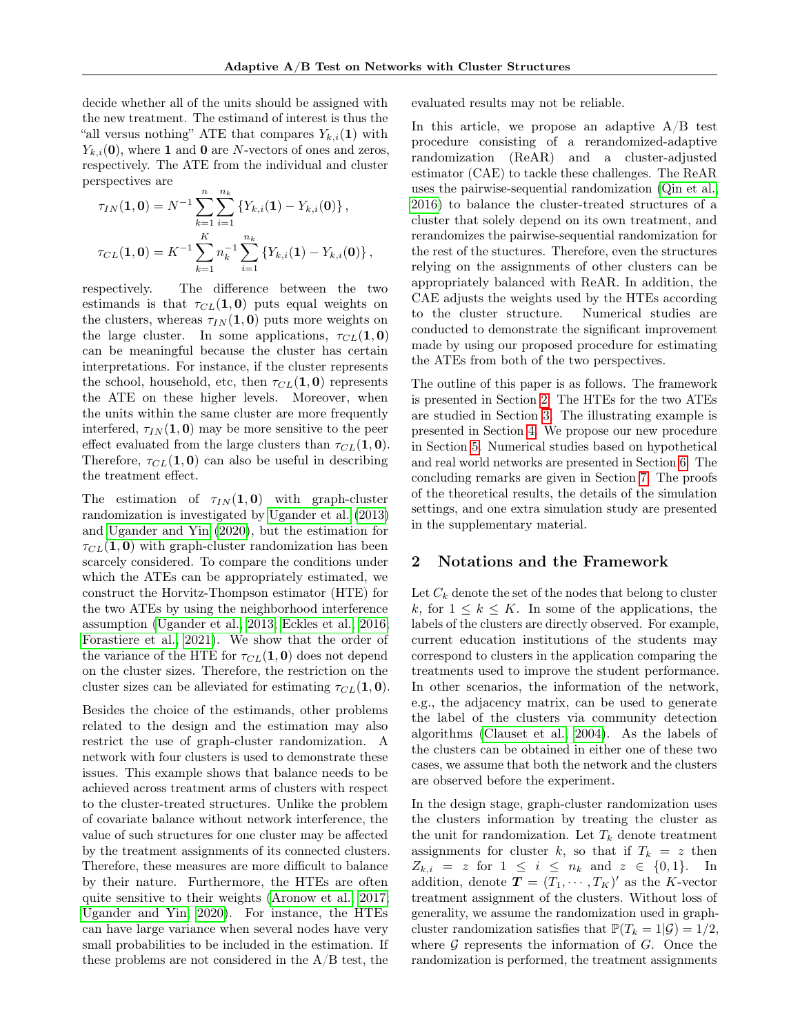decide whether all of the units should be assigned with the new treatment. The estimand of interest is thus the "all versus nothing" ATE that compares $Y_{k,i}(\mathbf{1})$ with $Y_{k,i}(\mathbf{0})$, where $\mathbf{1}$ and $\mathbf{0}$ are $N$-vectors of ones and zeros, respectively. The ATE from the individual and cluster perspectives are

$$\tau_{IN}(\mathbf{1},\mathbf{0}) = N^{-1}\sum_{k=1}^{n}\sum_{i=1}^{n_k}\left\{Y_{k,i}(\mathbf{1}) - Y_{k,i}(\mathbf{0})\right\},$$

$$\tau_{CL}(\mathbf{1},\mathbf{0}) = K^{-1}\sum_{k=1}^{K} n_k^{-1}\sum_{i=1}^{n_k}\left\{Y_{k,i}(\mathbf{1}) - Y_{k,i}(\mathbf{0})\right\},$$

respectively. The difference between the two estimands is that $\tau_{CL}(\mathbf{1},\mathbf{0})$ puts equal weights on the clusters, whereas $\tau_{IN}(\mathbf{1},\mathbf{0})$ puts more weights on the large cluster. In some applications, $\tau_{CL}(\mathbf{1},\mathbf{0})$ can be meaningful because the cluster has certain interpretations. For instance, if the cluster represents the school, household, etc, then $\tau_{CL}(\mathbf{1},\mathbf{0})$ represents the ATE on these higher levels. Moreover, when the units within the same cluster are more frequently interfered, $\tau_{IN}(\mathbf{1},\mathbf{0})$ may be more sensitive to the peer effect evaluated from the large clusters than $\tau_{CL}(\mathbf{1},\mathbf{0})$. Therefore, $\tau_{CL}(\mathbf{1},\mathbf{0})$ can also be useful in describing the treatment effect.

The estimation of $\tau_{IN}(\mathbf{1},\mathbf{0})$ with graph-cluster randomization is investigated by Ugander et al. (2013) and Ugander and Yin (2020), but the estimation for $\tau_{CL}(\mathbf{1},\mathbf{0})$ with graph-cluster randomization has been scarcely considered. To compare the conditions under which the ATEs can be appropriately estimated, we construct the Horvitz-Thompson estimator (HTE) for the two ATEs by using the neighborhood interference assumption (Ugander et al., 2013; Eckles et al., 2016; Forastiere et al., 2021). We show that the order of the variance of the HTE for $\tau_{CL}(\mathbf{1},\mathbf{0})$ does not depend on the cluster sizes. Therefore, the restriction on the cluster sizes can be alleviated for estimating $\tau_{CL}(\mathbf{1},\mathbf{0})$.

Besides the choice of the estimands, other problems related to the design and the estimation may also restrict the use of graph-cluster randomization. A network with four clusters is used to demonstrate these issues. This example shows that balance needs to be achieved across treatment arms of clusters with respect to the cluster-treated structures. Unlike the problem of covariate balance without network interference, the value of such structures for one cluster may be affected by the treatment assignments of its connected clusters. Therefore, these measures are more difficult to balance by their nature. Furthermore, the HTEs are often quite sensitive to their weights (Aronow et al., 2017; Ugander and Yin, 2020). For instance, the HTEs can have large variance when several nodes have very small probabilities to be included in the estimation. If these problems are not considered in the A/B test, the evaluated results may not be reliable.

In this article, we propose an adaptive A/B test procedure consisting of a rerandomized-adaptive randomization (ReAR) and a cluster-adjusted estimator (CAE) to tackle these challenges. The ReAR uses the pairwise-sequential randomization (Qin et al., 2016) to balance the cluster-treated structures of a cluster that solely depend on its own treatment, and rerandomizes the pairwise-sequential randomization for the rest of the stuctures. Therefore, even the structures relying on the assignments of other clusters can be appropriately balanced with ReAR. In addition, the CAE adjusts the weights used by the HTEs according to the cluster structure. Numerical studies are conducted to demonstrate the significant improvement made by using our proposed procedure for estimating the ATEs from both of the two perspectives.

The outline of this paper is as follows. The framework is presented in Section 2. The HTEs for the two ATEs are studied in Section 3. The illustrating example is presented in Section 4. We propose our new procedure in Section 5. Numerical studies based on hypothetical and real world networks are presented in Section 6. The concluding remarks are given in Section 7. The proofs of the theoretical results, the details of the simulation settings, and one extra simulation study are presented in the supplementary material.

## 2 Notations and the Framework

Let $C_k$ denote the set of the nodes that belong to cluster $k$, for $1 \le k \le K$. In some of the applications, the labels of the clusters are directly observed. For example, current education institutions of the students may correspond to clusters in the application comparing the treatments used to improve the student performance. In other scenarios, the information of the network, e.g., the adjacency matrix, can be used to generate the label of the clusters via community detection algorithms (Clauset et al., 2004). As the labels of the clusters can be obtained in either one of these two cases, we assume that both the network and the clusters are observed before the experiment.

In the design stage, graph-cluster randomization uses the clusters information by treating the cluster as the unit for randomization. Let $T_k$ denote treatment assignments for cluster $k$, so that if $T_k = z$ then $Z_{k,i} = z$ for $1 \le i \le n_k$ and $z \in \{0,1\}$. In addition, denote $\boldsymbol{T} = (T_1, \cdots, T_K)'$ as the $K$-vector treatment assignment of the clusters. Without loss of generality, we assume the randomization used in graph-cluster randomization satisfies that $\mathbb{P}(T_k = 1|\mathcal{G}) = 1/2$, where $\mathcal{G}$ represents the information of $G$. Once the randomization is performed, the treatment assignments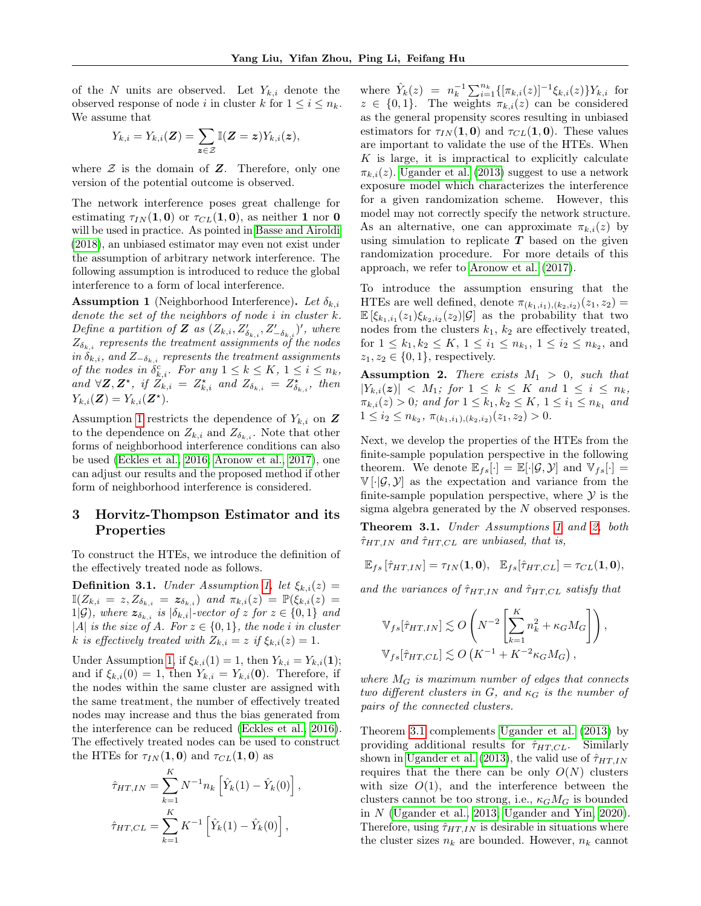of the $N$ units are observed. Let $Y_{k,i}$ denote the observed response of node $i$ in cluster $k$ for $1 \le i \le n_k$. We assume that

$$Y_{k,i} = Y_{k,i}(\boldsymbol{Z}) = \sum_{\boldsymbol{z} \in \mathcal{Z}} \mathbb{I}(\boldsymbol{Z} = \boldsymbol{z}) Y_{k,i}(\boldsymbol{z}),$$

where $\mathcal{Z}$ is the domain of $\boldsymbol{Z}$. Therefore, only one version of the potential outcome is observed.

The network interference poses great challenge for estimating $\tau_{IN}(\mathbf{1}, \mathbf{0})$ or $\tau_{CL}(\mathbf{1}, \mathbf{0})$, as neither $\mathbf{1}$ nor $\mathbf{0}$ will be used in practice. As pointed in Basse and Airoldi (2018), an unbiased estimator may even not exist under the assumption of arbitrary network interference. The following assumption is introduced to reduce the global interference to a form of local interference.

**Assumption 1** (Neighborhood Interference)**.** *Let $\delta_{k,i}$ denote the set of the neighbors of node $i$ in cluster $k$. Define a partition of $\boldsymbol{Z}$ as $(Z_{k,i}, Z'_{\delta_{k,i}}, Z'_{-\delta_{k,i}})'$, where $Z_{\delta_{k,i}}$ represents the treatment assignments of the nodes in $\delta_{k,i}$, and $Z_{-\delta_{k,i}}$ represents the treatment assignments of the nodes in $\delta^c_{k,i}$. For any $1 \le k \le K$, $1 \le i \le n_k$, and $\forall \boldsymbol{Z}, \boldsymbol{Z}^\star$, if $Z_{k,i} = Z^\star_{k,i}$ and $Z_{\delta_{k,i}} = Z^\star_{\delta_{k,i}}$, then $Y_{k,i}(\boldsymbol{Z}) = Y_{k,i}(\boldsymbol{Z}^\star)$.*

Assumption 1 restricts the dependence of $Y_{k,i}$ on $\boldsymbol{Z}$ to the dependence on $Z_{k,i}$ and $Z_{\delta_{k,i}}$. Note that other forms of neighborhood interference conditions can also be used (Eckles et al., 2016; Aronow et al., 2017), one can adjust our results and the proposed method if other form of neighborhood interference is considered.

## 3 Horvitz-Thompson Estimator and its Properties

To construct the HTEs, we introduce the definition of the effectively treated node as follows.

**Definition 3.1.** *Under Assumption 1, let $\xi_{k,i}(z) = \mathbb{I}(Z_{k,i} = z, Z_{\delta_{k,i}} = \boldsymbol{z}_{\delta_{k,i}})$ and $\pi_{k,i}(z) = \mathbb{P}(\xi_{k,i}(z) = 1|\mathcal{G})$, where $\boldsymbol{z}_{\delta_{k,i}}$ is $|\delta_{k,i}|$-vector of $z$ for $z \in \{0, 1\}$ and $|A|$ is the size of A. For $z \in \{0, 1\}$, the node $i$ in cluster $k$ is effectively treated with $Z_{k,i} = z$ if $\xi_{k,i}(z) = 1$.*

Under Assumption 1, if $\xi_{k,i}(1) = 1$, then $Y_{k,i} = Y_{k,i}(\mathbf{1})$; and if $\xi_{k,i}(0) = 1$, then $Y_{k,i} = Y_{k,i}(\mathbf{0})$. Therefore, if the nodes within the same cluster are assigned with the same treatment, the number of effectively treated nodes may increase and thus the bias generated from the interference can be reduced (Eckles et al., 2016). The effectively treated nodes can be used to construct the HTEs for $\tau_{IN}(\mathbf{1}, \mathbf{0})$ and $\tau_{CL}(\mathbf{1}, \mathbf{0})$ as

$$\hat{\tau}_{HT,IN} = \sum_{k=1}^{K} N^{-1} n_k \left[ \hat{Y}_k(1) - \hat{Y}_k(0) \right],$$

$$\hat{\tau}_{HT,CL} = \sum_{k=1}^{K} K^{-1} \left[ \hat{Y}_k(1) - \hat{Y}_k(0) \right],$$

where $\hat{Y}_k(z) = n_k^{-1} \sum_{i=1}^{n_k} \{[\pi_{k,i}(z)]^{-1} \xi_{k,i}(z)\} Y_{k,i}$ for $z \in \{0, 1\}$. The weights $\pi_{k,i}(z)$ can be considered as the general propensity scores resulting in unbiased estimators for $\tau_{IN}(\mathbf{1}, \mathbf{0})$ and $\tau_{CL}(\mathbf{1}, \mathbf{0})$. These values are important to validate the use of the HTEs. When $K$ is large, it is impractical to explicitly calculate $\pi_{k,i}(z)$. Ugander et al. (2013) suggest to use a network exposure model which characterizes the interference for a given randomization scheme. However, this model may not correctly specify the network structure. As an alternative, one can approximate $\pi_{k,i}(z)$ by using simulation to replicate $\boldsymbol{T}$ based on the given randomization procedure. For more details of this approach, we refer to Aronow et al. (2017).

To introduce the assumption ensuring that the HTEs are well defined, denote $\pi_{(k_1,i_1),(k_2,i_2)}(z_1, z_2) = \mathbb{E}[\xi_{k_1,i_1}(z_1)\xi_{k_2,i_2}(z_2)|\mathcal{G}]$ as the probability that two nodes from the clusters $k_1$, $k_2$ are effectively treated, for $1 \le k_1, k_2 \le K$, $1 \le i_1 \le n_{k_1}$, $1 \le i_2 \le n_{k_2}$, and $z_1, z_2 \in \{0, 1\}$, respectively.

**Assumption 2.** *There exists $M_1 > 0$, such that $|Y_{k,i}(\boldsymbol{z})| < M_1$; for $1 \le k \le K$ and $1 \le i \le n_k$, $\pi_{k,i}(z) > 0$; and for $1 \le k_1, k_2 \le K$, $1 \le i_1 \le n_{k_1}$ and $1 \le i_2 \le n_{k_2}$, $\pi_{(k_1,i_1),(k_2,i_2)}(z_1, z_2) > 0$.*

Next, we develop the properties of the HTEs from the finite-sample population perspective in the following theorem. We denote $\mathbb{E}_{fs}[\cdot] = \mathbb{E}[\cdot|\mathcal{G}, \mathcal{Y}]$ and $\mathbb{V}_{fs}[\cdot] = \mathbb{V}[\cdot|\mathcal{G}, \mathcal{Y}]$ as the expectation and variance from the finite-sample population perspective, where $\mathcal{Y}$ is the sigma algebra generated by the $N$ observed responses.

**Theorem 3.1.** *Under Assumptions 1 and 2, both $\hat{\tau}_{HT,IN}$ and $\hat{\tau}_{HT,CL}$ are unbiased, that is,*

$$\mathbb{E}_{fs}[\hat{\tau}_{HT,IN}] = \tau_{IN}(\mathbf{1}, \mathbf{0}), \quad \mathbb{E}_{fs}[\hat{\tau}_{HT,CL}] = \tau_{CL}(\mathbf{1}, \mathbf{0}),$$

*and the variances of $\hat{\tau}_{HT,IN}$ and $\hat{\tau}_{HT,CL}$ satisfy that*

$$\mathbb{V}_{fs}[\hat{\tau}_{HT,IN}] \lesssim O\left( N^{-2} \left[ \sum_{k=1}^{K} n_k^2 + \kappa_G M_G \right] \right),$$

$$\mathbb{V}_{fs}[\hat{\tau}_{HT,CL}] \lesssim O\left( K^{-1} + K^{-2} \kappa_G M_G \right),$$

*where $M_G$ is maximum number of edges that connects two different clusters in $G$, and $\kappa_G$ is the number of pairs of the connected clusters.*

Theorem 3.1 complements Ugander et al. (2013) by providing additional results for $\hat{\tau}_{HT,CL}$. Similarly shown in Ugander et al. (2013), the valid use of $\hat{\tau}_{HT,IN}$ requires that the there can be only $O(N)$ clusters with size $O(1)$, and the interference between the clusters cannot be too strong, i.e., $\kappa_G M_G$ is bounded in $N$ (Ugander et al., 2013; Ugander and Yin, 2020). Therefore, using $\hat{\tau}_{HT,IN}$ is desirable in situations where the cluster sizes $n_k$ are bounded. However, $n_k$ cannot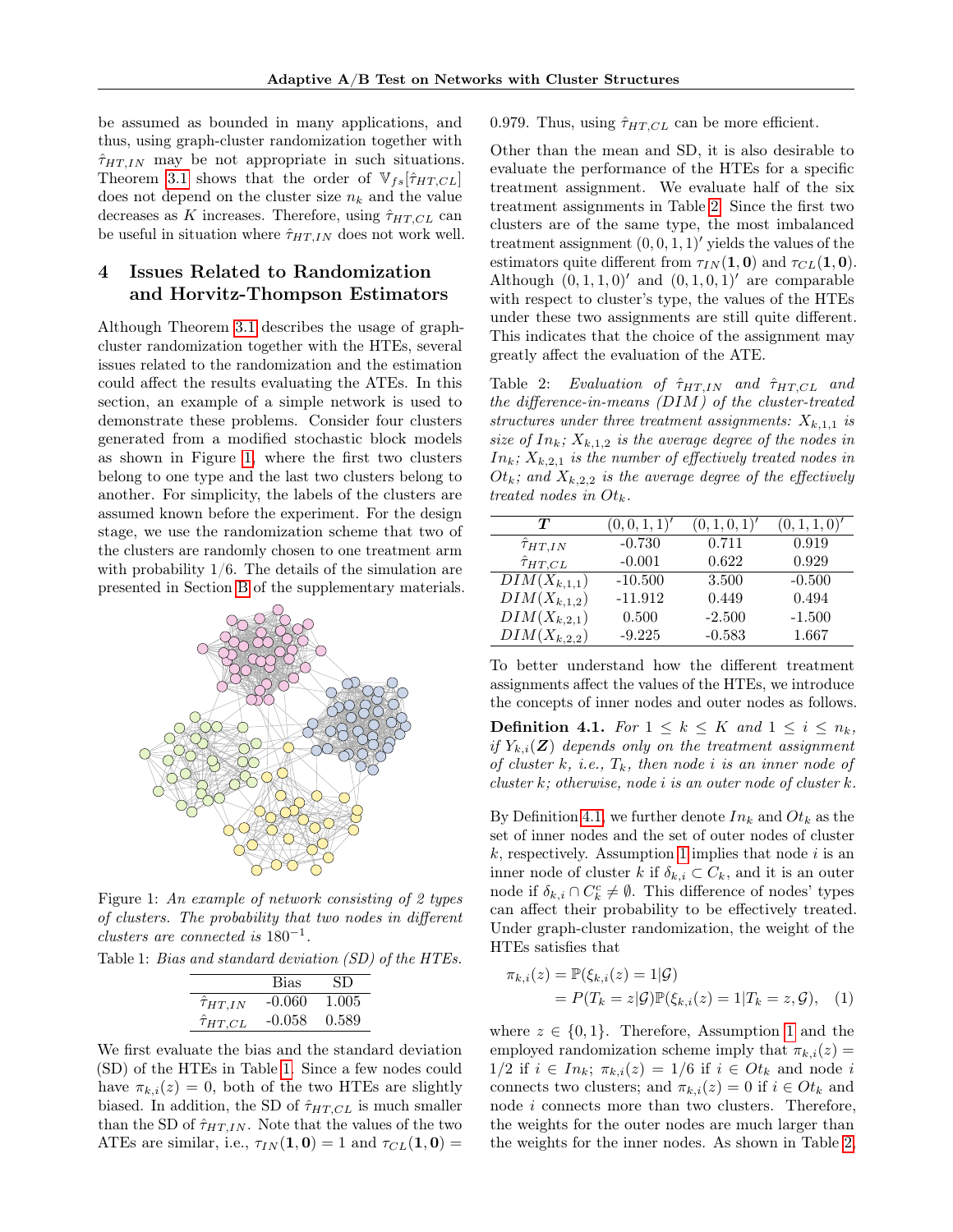be assumed as bounded in many applications, and thus, using graph-cluster randomization together with $\hat{\tau}_{HT,IN}$ may be not appropriate in such situations. Theorem 3.1 shows that the order of $\mathbb{V}_{fs}[\hat{\tau}_{HT,CL}]$ does not depend on the cluster size $n_k$ and the value decreases as $K$ increases. Therefore, using $\hat{\tau}_{HT,CL}$ can be useful in situation where $\hat{\tau}_{HT,IN}$ does not work well.

## 4 Issues Related to Randomization and Horvitz-Thompson Estimators

Although Theorem 3.1 describes the usage of graph-cluster randomization together with the HTEs, several issues related to the randomization and the estimation could affect the results evaluating the ATEs. In this section, an example of a simple network is used to demonstrate these problems. Consider four clusters generated from a modified stochastic block models as shown in Figure 1, where the first two clusters belong to one type and the last two clusters belong to another. For simplicity, the labels of the clusters are assumed known before the experiment. For the design stage, we use the randomization scheme that two of the clusters are randomly chosen to one treatment arm with probability 1/6. The details of the simulation are presented in Section B of the supplementary materials.

Figure 1: *An example of network consisting of 2 types of clusters. The probability that two nodes in different clusters are connected is $180^{-1}$.*

Table 1: *Bias and standard deviation (SD) of the HTEs.*

| | Bias | SD |
|---|---|---|
| $\hat{\tau}_{HT,IN}$ | -0.060 | 1.005 |
| $\hat{\tau}_{HT,CL}$ | -0.058 | 0.589 |

We first evaluate the bias and the standard deviation (SD) of the HTEs in Table 1. Since a few nodes could have $\pi_{k,i}(z) = 0$, both of the two HTEs are slightly biased. In addition, the SD of $\hat{\tau}_{HT,CL}$ is much smaller than the SD of $\hat{\tau}_{HT,IN}$. Note that the values of the two ATEs are similar, i.e., $\tau_{IN}(\mathbf{1}, \mathbf{0}) = 1$ and $\tau_{CL}(\mathbf{1}, \mathbf{0}) = 0.979$. Thus, using $\hat{\tau}_{HT,CL}$ can be more efficient.

Other than the mean and SD, it is also desirable to evaluate the performance of the HTEs for a specific treatment assignment. We evaluate half of the six treatment assignments in Table 2. Since the first two clusters are of the same type, the most imbalanced treatment assignment $(0, 0, 1, 1)'$ yields the values of the estimators quite different from $\tau_{IN}(\mathbf{1}, \mathbf{0})$ and $\tau_{CL}(\mathbf{1}, \mathbf{0})$. Although $(0, 1, 1, 0)'$ and $(0, 1, 0, 1)'$ are comparable with respect to cluster's type, the values of the HTEs under these two assignments are still quite different. This indicates that the choice of the assignment may greatly affect the evaluation of the ATE.

Table 2: *Evaluation of $\hat{\tau}_{HT,IN}$ and $\hat{\tau}_{HT,CL}$ and the difference-in-means (DIM) of the cluster-treated structures under three treatment assignments: $X_{k,1,1}$ is size of $In_k$; $X_{k,1,2}$ is the average degree of the nodes in $In_k$; $X_{k,2,1}$ is the number of effectively treated nodes in $Ot_k$; and $X_{k,2,2}$ is the average degree of the effectively treated nodes in $Ot_k$.*

| $\boldsymbol{T}$ | $(0,0,1,1)'$ | $(0,1,0,1)'$ | $(0,1,1,0)'$ |
|---|---|---|---|
| $\hat{\tau}_{HT,IN}$ | -0.730 | 0.711 | 0.919 |
| $\hat{\tau}_{HT,CL}$ | -0.001 | 0.622 | 0.929 |
| $DIM(X_{k,1,1})$ | -10.500 | 3.500 | -0.500 |
| $DIM(X_{k,1,2})$ | -11.912 | 0.449 | 0.494 |
| $DIM(X_{k,2,1})$ | 0.500 | -2.500 | -1.500 |
| $DIM(X_{k,2,2})$ | -9.225 | -0.583 | 1.667 |

To better understand how the different treatment assignments affect the values of the HTEs, we introduce the concepts of inner nodes and outer nodes as follows.

**Definition 4.1.** *For $1 \leq k \leq K$ and $1 \leq i \leq n_k$, if $Y_{k,i}(\boldsymbol{Z})$ depends only on the treatment assignment of cluster $k$, i.e., $T_k$, then node $i$ is an inner node of cluster $k$; otherwise, node $i$ is an outer node of cluster $k$.*

By Definition 4.1, we further denote $In_k$ and $Ot_k$ as the set of inner nodes and the set of outer nodes of cluster $k$, respectively. Assumption 1 implies that node $i$ is an inner node of cluster $k$ if $\delta_{k,i} \subset C_k$, and it is an outer node if $\delta_{k,i} \cap C_k^c \neq \emptyset$. This difference of nodes' types can affect their probability to be effectively treated. Under graph-cluster randomization, the weight of the HTEs satisfies that

$$\begin{aligned}\pi_{k,i}(z) &= \mathbb{P}(\xi_{k,i}(z) = 1|\mathcal{G}) \\ &= P(T_k = z|\mathcal{G})\mathbb{P}(\xi_{k,i}(z) = 1|T_k = z, \mathcal{G}), \quad (1)\end{aligned}$$

where $z \in \{0, 1\}$. Therefore, Assumption 1 and the employed randomization scheme imply that $\pi_{k,i}(z) = 1/2$ if $i \in In_k$; $\pi_{k,i}(z) = 1/6$ if $i \in Ot_k$ and node $i$ connects two clusters; and $\pi_{k,i}(z) = 0$ if $i \in Ot_k$ and node $i$ connects more than two clusters. Therefore, the weights for the outer nodes are much larger than the weights for the inner nodes. As shown in Table 2,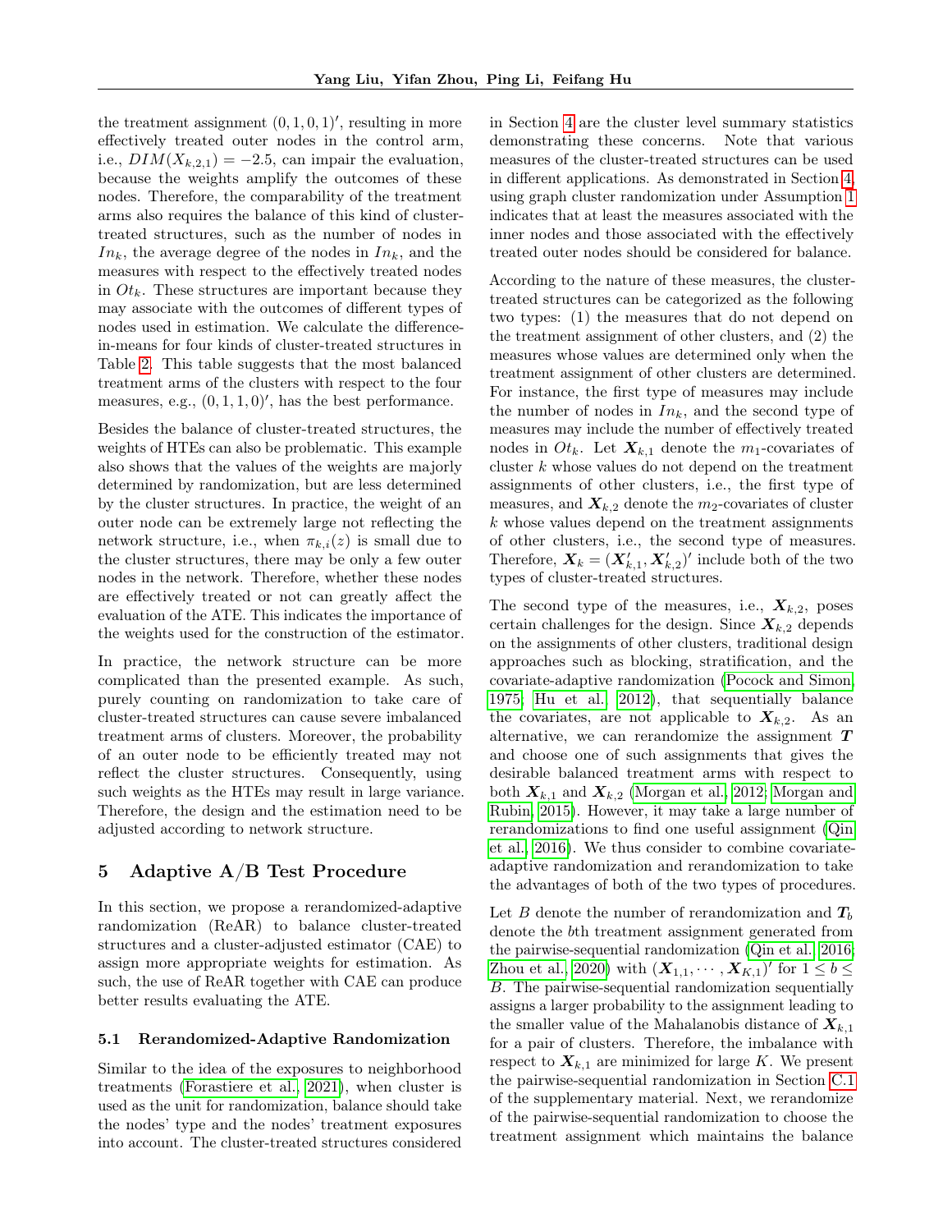the treatment assignment $(0, 1, 0, 1)'$, resulting in more effectively treated outer nodes in the control arm, i.e., $DIM(X_{k,2,1}) = -2.5$, can impair the evaluation, because the weights amplify the outcomes of these nodes. Therefore, the comparability of the treatment arms also requires the balance of this kind of cluster-treated structures, such as the number of nodes in $In_k$, the average degree of the nodes in $In_k$, and the measures with respect to the effectively treated nodes in $Ot_k$. These structures are important because they may associate with the outcomes of different types of nodes used in estimation. We calculate the difference-in-means for four kinds of cluster-treated structures in Table 2. This table suggests that the most balanced treatment arms of the clusters with respect to the four measures, e.g., $(0, 1, 1, 0)'$, has the best performance.

Besides the balance of cluster-treated structures, the weights of HTEs can also be problematic. This example also shows that the values of the weights are majorly determined by randomization, but are less determined by the cluster structures. In practice, the weight of an outer node can be extremely large not reflecting the network structure, i.e., when $\pi_{k,i}(z)$ is small due to the cluster structures, there may be only a few outer nodes in the network. Therefore, whether these nodes are effectively treated or not can greatly affect the evaluation of the ATE. This indicates the importance of the weights used for the construction of the estimator.

In practice, the network structure can be more complicated than the presented example. As such, purely counting on randomization to take care of cluster-treated structures can cause severe imbalanced treatment arms of clusters. Moreover, the probability of an outer node to be efficiently treated may not reflect the cluster structures. Consequently, using such weights as the HTEs may result in large variance. Therefore, the design and the estimation need to be adjusted according to network structure.

# 5 Adaptive A/B Test Procedure

In this section, we propose a rerandomized-adaptive randomization (ReAR) to balance cluster-treated structures and a cluster-adjusted estimator (CAE) to assign more appropriate weights for estimation. As such, the use of ReAR together with CAE can produce better results evaluating the ATE.

## 5.1 Rerandomized-Adaptive Randomization

Similar to the idea of the exposures to neighborhood treatments (Forastiere et al., 2021), when cluster is used as the unit for randomization, balance should take the nodes' type and the nodes' treatment exposures into account. The cluster-treated structures considered in Section 4 are the cluster level summary statistics demonstrating these concerns. Note that various measures of the cluster-treated structures can be used in different applications. As demonstrated in Section 4, using graph cluster randomization under Assumption 1 indicates that at least the measures associated with the inner nodes and those associated with the effectively treated outer nodes should be considered for balance.

According to the nature of these measures, the cluster-treated structures can be categorized as the following two types: (1) the measures that do not depend on the treatment assignment of other clusters, and (2) the measures whose values are determined only when the treatment assignment of other clusters are determined. For instance, the first type of measures may include the number of nodes in $In_k$, and the second type of measures may include the number of effectively treated nodes in $Ot_k$. Let $\boldsymbol{X}_{k,1}$ denote the $m_1$-covariates of cluster $k$ whose values do not depend on the treatment assignments of other clusters, i.e., the first type of measures, and $\boldsymbol{X}_{k,2}$ denote the $m_2$-covariates of cluster $k$ whose values depend on the treatment assignments of other clusters, i.e., the second type of measures. Therefore, $\boldsymbol{X}_k = (\boldsymbol{X}'_{k,1}, \boldsymbol{X}'_{k,2})'$ include both of the two types of cluster-treated structures.

The second type of the measures, i.e., $\boldsymbol{X}_{k,2}$, poses certain challenges for the design. Since $\boldsymbol{X}_{k,2}$ depends on the assignments of other clusters, traditional design approaches such as blocking, stratification, and the covariate-adaptive randomization (Pocock and Simon, 1975; Hu et al., 2012), that sequentially balance the covariates, are not applicable to $\boldsymbol{X}_{k,2}$. As an alternative, we can rerandomize the assignment $\boldsymbol{T}$ and choose one of such assignments that gives the desirable balanced treatment arms with respect to both $\boldsymbol{X}_{k,1}$ and $\boldsymbol{X}_{k,2}$ (Morgan et al., 2012; Morgan and Rubin, 2015). However, it may take a large number of rerandomizations to find one useful assignment (Qin et al., 2016). We thus consider to combine covariate-adaptive randomization and rerandomization to take the advantages of both of the two types of procedures.

Let $B$ denote the number of rerandomization and $\boldsymbol{T}_b$ denote the $b$th treatment assignment generated from the pairwise-sequential randomization (Qin et al., 2016; Zhou et al., 2020) with $(\boldsymbol{X}_{1,1}, \cdots, \boldsymbol{X}_{K,1})'$ for $1 \leq b \leq B$. The pairwise-sequential randomization sequentially assigns a larger probability to the assignment leading to the smaller value of the Mahalanobis distance of $\boldsymbol{X}_{k,1}$ for a pair of clusters. Therefore, the imbalance with respect to $\boldsymbol{X}_{k,1}$ are minimized for large $K$. We present the pairwise-sequential randomization in Section C.1 of the supplementary material. Next, we rerandomize of the pairwise-sequential randomization to choose the treatment assignment which maintains the balance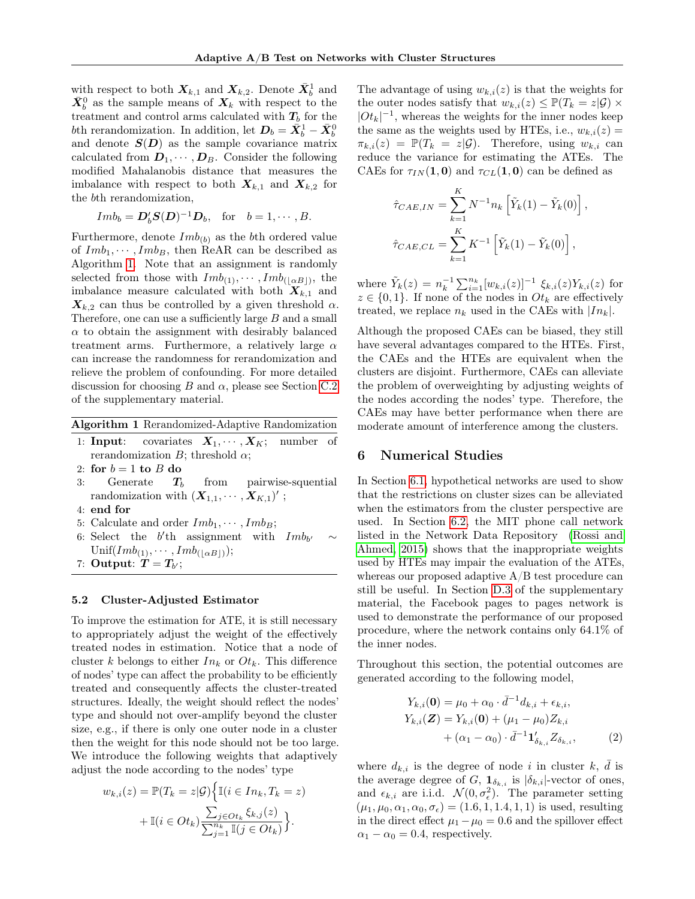with respect to both $\boldsymbol{X}_{k,1}$ and $\boldsymbol{X}_{k,2}$. Denote $\bar{\boldsymbol{X}}_b^1$ and $\bar{\boldsymbol{X}}_b^0$ as the sample means of $\boldsymbol{X}_k$ with respect to the treatment and control arms calculated with $\boldsymbol{T}_b$ for the $b$th rerandomization. In addition, let $\boldsymbol{D}_b = \bar{\boldsymbol{X}}_b^1 - \bar{\boldsymbol{X}}_b^0$ and denote $\boldsymbol{S}(\boldsymbol{D})$ as the sample covariance matrix calculated from $\boldsymbol{D}_1, \cdots, \boldsymbol{D}_B$. Consider the following modified Mahalanobis distance that measures the imbalance with respect to both $\boldsymbol{X}_{k,1}$ and $\boldsymbol{X}_{k,2}$ for the $b$th rerandomization,

$$Imb_b = \boldsymbol{D}_b' \boldsymbol{S}(\boldsymbol{D})^{-1} \boldsymbol{D}_b, \quad \text{for} \quad b = 1, \cdots, B.$$

Furthermore, denote $Imb_{(b)}$ as the $b$th ordered value of $Imb_1, \cdots, Imb_B$, then ReAR can be described as Algorithm 1. Note that an assignment is randomly selected from those with $Imb_{(1)}, \cdots, Imb_{(\lfloor \alpha B \rfloor)}$, the imbalance measure calculated with both $\boldsymbol{X}_{k,1}$ and $\boldsymbol{X}_{k,2}$ can thus be controlled by a given threshold $\alpha$. Therefore, one can use a sufficiently large $B$ and a small $\alpha$ to obtain the assignment with desirably balanced treatment arms. Furthermore, a relatively large $\alpha$ can increase the randomness for rerandomization and relieve the problem of confounding. For more detailed discussion for choosing $B$ and $\alpha$, please see Section C.2 of the supplementary material.

**Algorithm 1** Rerandomized-Adaptive Randomization

1: **Input**: covariates $\boldsymbol{X}_1, \cdots, \boldsymbol{X}_K$; number of rerandomization $B$; threshold $\alpha$;
2: **for** $b = 1$ **to** $B$ **do**
3: Generate $\boldsymbol{T}_b$ from pairwise-sequential randomization with $(\boldsymbol{X}_{1,1}, \cdots, \boldsymbol{X}_{K,1})'$ ;
4: **end for**
5: Calculate and order $Imb_1, \cdots, Imb_B$;
6: Select the $b'$th assignment with $Imb_{b'} \sim \text{Unif}(Imb_{(1)}, \cdots, Imb_{(\lfloor \alpha B \rfloor)})$;
7: **Output**: $\boldsymbol{T} = \boldsymbol{T}_{b'}$;

### 5.2 Cluster-Adjusted Estimator

To improve the estimation for ATE, it is still necessary to appropriately adjust the weight of the effectively treated nodes in estimation. Notice that a node of cluster $k$ belongs to either $In_k$ or $Ot_k$. This difference of nodes' type can affect the probability to be efficiently treated and consequently affects the cluster-treated structures. Ideally, the weight should reflect the nodes' type and should not over-amplify beyond the cluster size, e.g., if there is only one outer node in a cluster then the weight for this node should not be too large. We introduce the following weights that adaptively adjust the node according to the nodes' type

$$w_{k,i}(z) = \mathbb{P}(T_k = z|\mathcal{G}) \Big\{ \mathbb{I}(i \in In_k, T_k = z) + \mathbb{I}(i \in Ot_k) \frac{\sum_{j \in Ot_k} \xi_{k,j}(z)}{\sum_{j=1}^{n_k} \mathbb{I}(j \in Ot_k)} \Big\}.$$

The advantage of using $w_{k,i}(z)$ is that the weights for the outer nodes satisfy that $w_{k,i}(z) \le \mathbb{P}(T_k = z|\mathcal{G}) \times |Ot_k|^{-1}$, whereas the weights for the inner nodes keep the same as the weights used by HTEs, i.e., $w_{k,i}(z) = \pi_{k,i}(z) = \mathbb{P}(T_k = z|\mathcal{G})$. Therefore, using $w_{k,i}$ can reduce the variance for estimating the ATEs. The CAEs for $\tau_{IN}(\boldsymbol{1}, \boldsymbol{0})$ and $\tau_{CL}(\boldsymbol{1}, \boldsymbol{0})$ can be defined as

$$\hat{\tau}_{CAE,IN} = \sum_{k=1}^{K} N^{-1} n_k \left[ \tilde{Y}_k(1) - \tilde{Y}_k(0) \right],$$

$$\hat{\tau}_{CAE,CL} = \sum_{k=1}^{K} K^{-1} \left[ \tilde{Y}_k(1) - \tilde{Y}_k(0) \right],$$

where $\tilde{Y}_k(z) = n_k^{-1} \sum_{i=1}^{n_k} [w_{k,i}(z)]^{-1} \, \xi_{k,i}(z) Y_{k,i}(z)$ for $z \in \{0, 1\}$. If none of the nodes in $Ot_k$ are effectively treated, we replace $n_k$ used in the CAEs with $|In_k|$.

Although the proposed CAEs can be biased, they still have several advantages compared to the HTEs. First, the CAEs and the HTEs are equivalent when the clusters are disjoint. Furthermore, CAEs can alleviate the problem of overweighting by adjusting weights of the nodes according the nodes' type. Therefore, the CAEs may have better performance when there are moderate amount of interference among the clusters.

## 6 Numerical Studies

In Section 6.1, hypothetical networks are used to show that the restrictions on cluster sizes can be alleviated when the estimators from the cluster perspective are used. In Section 6.2, the MIT phone call network listed in the Network Data Repository (Rossi and Ahmed, 2015) shows that the inappropriate weights used by HTEs may impair the evaluation of the ATEs, whereas our proposed adaptive A/B test procedure can still be useful. In Section D.3 of the supplementary material, the Facebook pages to pages network is used to demonstrate the performance of our proposed procedure, where the network contains only 64.1% of the inner nodes.

Throughout this section, the potential outcomes are generated according to the following model,

$$\begin{aligned} Y_{k,i}(\boldsymbol{0}) &= \mu_0 + \alpha_0 \cdot \bar{d}^{-1} d_{k,i} + \epsilon_{k,i}, \\ Y_{k,i}(\boldsymbol{Z}) &= Y_{k,i}(\boldsymbol{0}) + (\mu_1 - \mu_0) Z_{k,i} \\ &\quad + (\alpha_1 - \alpha_0) \cdot \bar{d}^{-1} \boldsymbol{1}_{\delta_{k,i}}' Z_{\delta_{k,i}}, \end{aligned} \tag{2}$$

where $d_{k,i}$ is the degree of node $i$ in cluster $k$, $\bar{d}$ is the average degree of $G$, $\boldsymbol{1}_{\delta_{k,i}}$ is $|\delta_{k,i}|$-vector of ones, and $\epsilon_{k,i}$ are i.i.d. $\mathcal{N}(0, \sigma_\epsilon^2)$. The parameter setting $(\mu_1, \mu_0, \alpha_1, \alpha_0, \sigma_\epsilon) = (1.6, 1, 1.4, 1, 1)$ is used, resulting in the direct effect $\mu_1 - \mu_0 = 0.6$ and the spillover effect $\alpha_1 - \alpha_0 = 0.4$, respectively.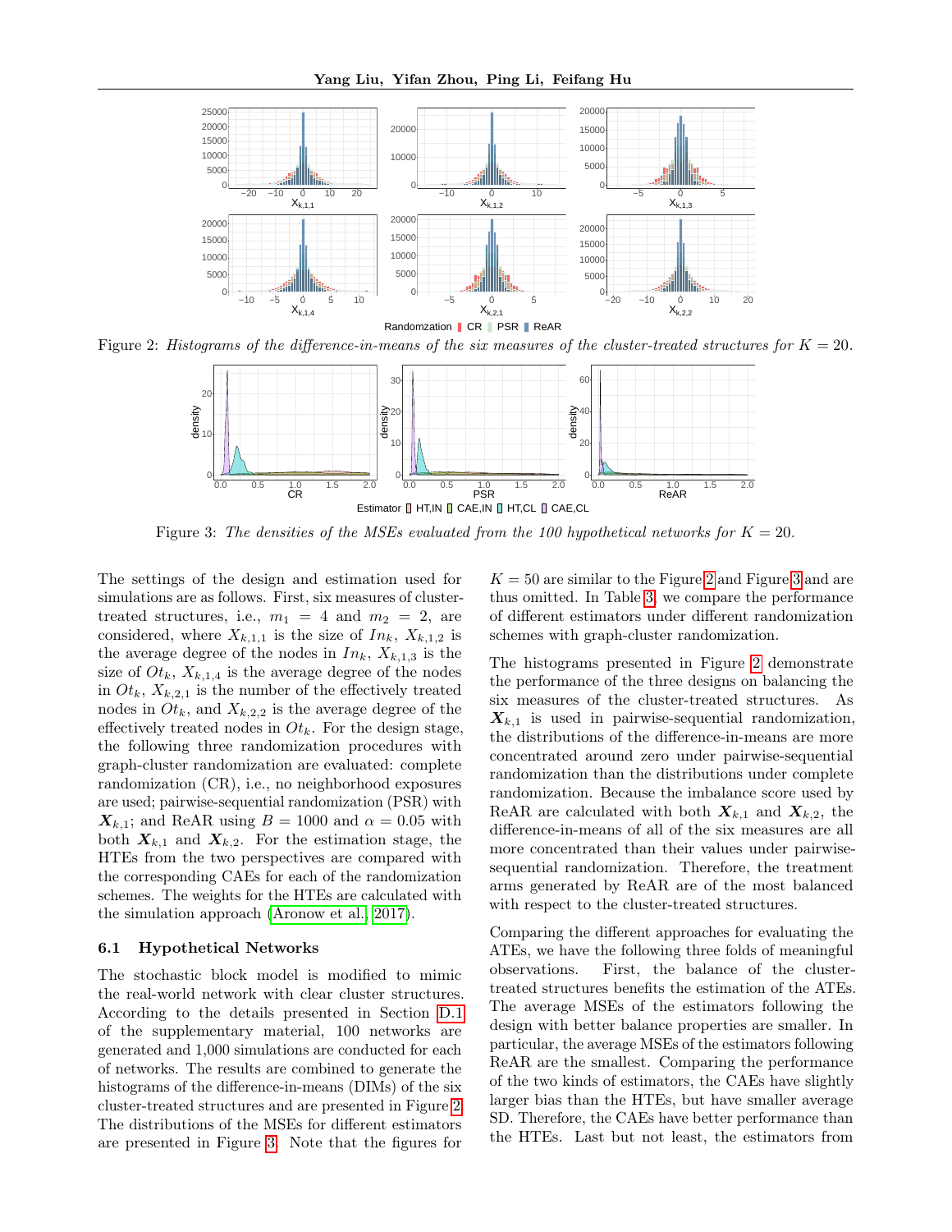Figure 2: *Histograms of the difference-in-means of the six measures of the cluster-treated structures for $K = 20$.*

Figure 3: *The densities of the MSEs evaluated from the 100 hypothetical networks for $K = 20$.*

The settings of the design and estimation used for simulations are as follows. First, six measures of cluster-treated structures, i.e., $m_1 = 4$ and $m_2 = 2$, are considered, where $X_{k,1,1}$ is the size of $In_k$, $X_{k,1,2}$ is the average degree of the nodes in $In_k$, $X_{k,1,3}$ is the size of $Ot_k$, $X_{k,1,4}$ is the average degree of the nodes in $Ot_k$, $X_{k,2,1}$ is the number of the effectively treated nodes in $Ot_k$, and $X_{k,2,2}$ is the average degree of the effectively treated nodes in $Ot_k$. For the design stage, the following three randomization procedures with graph-cluster randomization are evaluated: complete randomization (CR), i.e., no neighborhood exposures are used; pairwise-sequential randomization (PSR) with $\boldsymbol{X}_{k,1}$; and ReAR using $B = 1000$ and $\alpha = 0.05$ with both $\boldsymbol{X}_{k,1}$ and $\boldsymbol{X}_{k,2}$. For the estimation stage, the HTEs from the two perspectives are compared with the corresponding CAEs for each of the randomization schemes. The weights for the HTEs are calculated with the simulation approach (Aronow et al., 2017).

### 6.1 Hypothetical Networks

The stochastic block model is modified to mimic the real-world network with clear cluster structures. According to the details presented in Section D.1 of the supplementary material, 100 networks are generated and 1,000 simulations are conducted for each of networks. The results are combined to generate the histograms of the difference-in-means (DIMs) of the six cluster-treated structures and are presented in Figure 2. The distributions of the MSEs for different estimators are presented in Figure 3. Note that the figures for $K = 50$ are similar to the Figure 2 and Figure 3 and are thus omitted. In Table 3, we compare the performance of different estimators under different randomization schemes with graph-cluster randomization.

The histograms presented in Figure 2 demonstrate the performance of the three designs on balancing the six measures of the cluster-treated structures. As $\boldsymbol{X}_{k,1}$ is used in pairwise-sequential randomization, the distributions of the difference-in-means are more concentrated around zero under pairwise-sequential randomization than the distributions under complete randomization. Because the imbalance score used by ReAR are calculated with both $\boldsymbol{X}_{k,1}$ and $\boldsymbol{X}_{k,2}$, the difference-in-means of all of the six measures are all more concentrated than their values under pairwise-sequential randomization. Therefore, the treatment arms generated by ReAR are of the most balanced with respect to the cluster-treated structures.

Comparing the different approaches for evaluating the ATEs, we have the following three folds of meaningful observations. First, the balance of the cluster-treated structures benefits the estimation of the ATEs. The average MSEs of the estimators following the design with better balance properties are smaller. In particular, the average MSEs of the estimators following ReAR are the smallest. Comparing the performance of the two kinds of estimators, the CAEs have slightly larger bias than the HTEs, but have smaller average SD. Therefore, the CAEs have better performance than the HTEs. Last but not least, the estimators from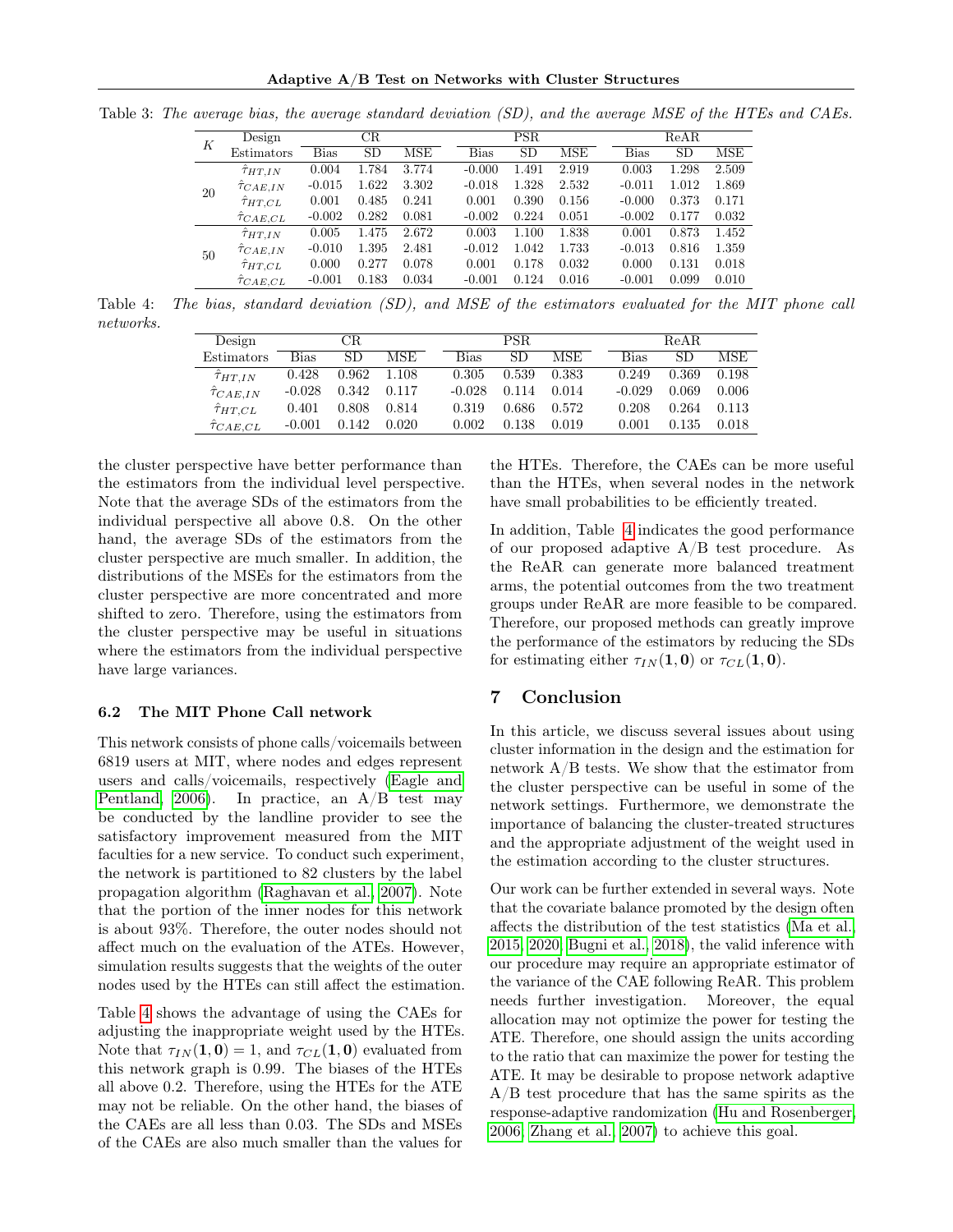Table 3: *The average bias, the average standard deviation (SD), and the average MSE of the HTEs and CAEs.*

| $K$ | Design | CR | | | PSR | | | ReAR | | |
|---|---|---|---|---|---|---|---|---|---|---|
| | Estimators | Bias | SD | MSE | Bias | SD | MSE | Bias | SD | MSE |
| 20 | $\hat{\tau}_{HT,IN}$ | 0.004 | 1.784 | 3.774 | -0.000 | 1.491 | 2.919 | 0.003 | 1.298 | 2.509 |
| | $\hat{\tau}_{CAE,IN}$ | -0.015 | 1.622 | 3.302 | -0.018 | 1.328 | 2.532 | -0.011 | 1.012 | 1.869 |
| | $\hat{\tau}_{HT,CL}$ | 0.001 | 0.485 | 0.241 | 0.001 | 0.390 | 0.156 | -0.000 | 0.373 | 0.171 |
| | $\hat{\tau}_{CAE,CL}$ | -0.002 | 0.282 | 0.081 | -0.002 | 0.224 | 0.051 | -0.002 | 0.177 | 0.032 |
| 50 | $\hat{\tau}_{HT,IN}$ | 0.005 | 1.475 | 2.672 | 0.003 | 1.100 | 1.838 | 0.001 | 0.873 | 1.452 |
| | $\hat{\tau}_{CAE,IN}$ | -0.010 | 1.395 | 2.481 | -0.012 | 1.042 | 1.733 | -0.013 | 0.816 | 1.359 |
| | $\hat{\tau}_{HT,CL}$ | 0.000 | 0.277 | 0.078 | 0.001 | 0.178 | 0.032 | 0.000 | 0.131 | 0.018 |
| | $\hat{\tau}_{CAE,CL}$ | -0.001 | 0.183 | 0.034 | -0.001 | 0.124 | 0.016 | -0.001 | 0.099 | 0.010 |

Table 4: *The bias, standard deviation (SD), and MSE of the estimators evaluated for the MIT phone call networks.*

| Design | CR | | | PSR | | | ReAR | | |
|---|---|---|---|---|---|---|---|---|---|
| Estimators | Bias | SD | MSE | Bias | SD | MSE | Bias | SD | MSE |
| $\hat{\tau}_{HT,IN}$ | 0.428 | 0.962 | 1.108 | 0.305 | 0.539 | 0.383 | 0.249 | 0.369 | 0.198 |
| $\hat{\tau}_{CAE,IN}$ | -0.028 | 0.342 | 0.117 | -0.028 | 0.114 | 0.014 | -0.029 | 0.069 | 0.006 |
| $\hat{\tau}_{HT,CL}$ | 0.401 | 0.808 | 0.814 | 0.319 | 0.686 | 0.572 | 0.208 | 0.264 | 0.113 |
| $\hat{\tau}_{CAE,CL}$ | -0.001 | 0.142 | 0.020 | 0.002 | 0.138 | 0.019 | 0.001 | 0.135 | 0.018 |

the cluster perspective have better performance than the estimators from the individual level perspective. Note that the average SDs of the estimators from the individual perspective all above 0.8. On the other hand, the average SDs of the estimators from the cluster perspective are much smaller. In addition, the distributions of the MSEs for the estimators from the cluster perspective are more concentrated and more shifted to zero. Therefore, using the estimators from the cluster perspective may be useful in situations where the estimators from the individual perspective have large variances.

### 6.2 The MIT Phone Call network

This network consists of phone calls/voicemails between 6819 users at MIT, where nodes and edges represent users and calls/voicemails, respectively (Eagle and Pentland, 2006). In practice, an A/B test may be conducted by the landline provider to see the satisfactory improvement measured from the MIT faculties for a new service. To conduct such experiment, the network is partitioned to 82 clusters by the label propagation algorithm (Raghavan et al., 2007). Note that the portion of the inner nodes for this network is about 93%. Therefore, the outer nodes should not affect much on the evaluation of the ATEs. However, simulation results suggests that the weights of the outer nodes used by the HTEs can still affect the estimation.

Table 4 shows the advantage of using the CAEs for adjusting the inappropriate weight used by the HTEs. Note that $\tau_{IN}(\mathbf{1}, \mathbf{0}) = 1$, and $\tau_{CL}(\mathbf{1}, \mathbf{0})$ evaluated from this network graph is 0.99. The biases of the HTEs all above 0.2. Therefore, using the HTEs for the ATE may not be reliable. On the other hand, the biases of the CAEs are all less than 0.03. The SDs and MSEs of the CAEs are also much smaller than the values for the HTEs. Therefore, the CAEs can be more useful than the HTEs, when several nodes in the network have small probabilities to be efficiently treated.

In addition, Table 4 indicates the good performance of our proposed adaptive A/B test procedure. As the ReAR can generate more balanced treatment arms, the potential outcomes from the two treatment groups under ReAR are more feasible to be compared. Therefore, our proposed methods can greatly improve the performance of the estimators by reducing the SDs for estimating either $\tau_{IN}(\mathbf{1}, \mathbf{0})$ or $\tau_{CL}(\mathbf{1}, \mathbf{0})$.

## 7 Conclusion

In this article, we discuss several issues about using cluster information in the design and the estimation for network A/B tests. We show that the estimator from the cluster perspective can be useful in some of the network settings. Furthermore, we demonstrate the importance of balancing the cluster-treated structures and the appropriate adjustment of the weight used in the estimation according to the cluster structures.

Our work can be further extended in several ways. Note that the covariate balance promoted by the design often affects the distribution of the test statistics (Ma et al., 2015, 2020; Bugni et al., 2018), the valid inference with our procedure may require an appropriate estimator of the variance of the CAE following ReAR. This problem needs further investigation. Moreover, the equal allocation may not optimize the power for testing the ATE. Therefore, one should assign the units according to the ratio that can maximize the power for testing the ATE. It may be desirable to propose network adaptive A/B test procedure that has the same spirits as the response-adaptive randomization (Hu and Rosenberger, 2006; Zhang et al., 2007) to achieve this goal.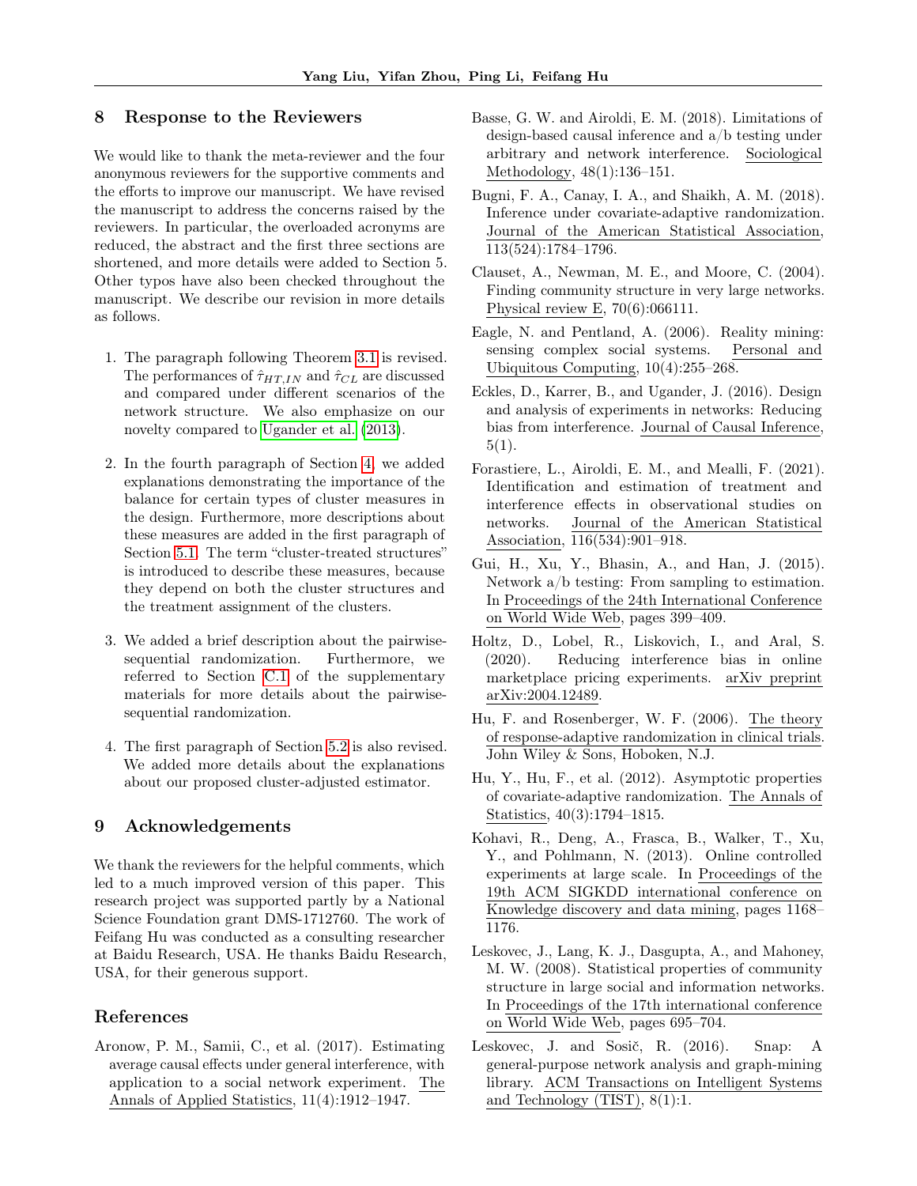## 8 Response to the Reviewers

We would like to thank the meta-reviewer and the four anonymous reviewers for the supportive comments and the efforts to improve our manuscript. We have revised the manuscript to address the concerns raised by the reviewers. In particular, the overloaded acronyms are reduced, the abstract and the first three sections are shortened, and more details were added to Section 5. Other typos have also been checked throughout the manuscript. We describe our revision in more details as follows.

1. The paragraph following Theorem 3.1 is revised. The performances of $\hat{\tau}_{HT,IN}$ and $\hat{\tau}_{CL}$ are discussed and compared under different scenarios of the network structure. We also emphasize on our novelty compared to Ugander et al. (2013).

2. In the fourth paragraph of Section 4, we added explanations demonstrating the importance of the balance for certain types of cluster measures in the design. Furthermore, more descriptions about these measures are added in the first paragraph of Section 5.1. The term "cluster-treated structures" is introduced to describe these measures, because they depend on both the cluster structures and the treatment assignment of the clusters.

3. We added a brief description about the pairwise-sequential randomization. Furthermore, we referred to Section C.1 of the supplementary materials for more details about the pairwise-sequential randomization.

4. The first paragraph of Section 5.2 is also revised. We added more details about the explanations about our proposed cluster-adjusted estimator.

## 9 Acknowledgements

We thank the reviewers for the helpful comments, which led to a much improved version of this paper. This research project was supported partly by a National Science Foundation grant DMS-1712760. The work of Feifang Hu was conducted as a consulting researcher at Baidu Research, USA. He thanks Baidu Research, USA, for their generous support.

## References

Aronow, P. M., Samii, C., et al. (2017). Estimating average causal effects under general interference, with application to a social network experiment. The Annals of Applied Statistics, 11(4):1912–1947.

Basse, G. W. and Airoldi, E. M. (2018). Limitations of design-based causal inference and a/b testing under arbitrary and network interference. Sociological Methodology, 48(1):136–151.

Bugni, F. A., Canay, I. A., and Shaikh, A. M. (2018). Inference under covariate-adaptive randomization. Journal of the American Statistical Association, 113(524):1784–1796.

Clauset, A., Newman, M. E., and Moore, C. (2004). Finding community structure in very large networks. Physical review E, 70(6):066111.

Eagle, N. and Pentland, A. (2006). Reality mining: sensing complex social systems. Personal and Ubiquitous Computing, 10(4):255–268.

Eckles, D., Karrer, B., and Ugander, J. (2016). Design and analysis of experiments in networks: Reducing bias from interference. Journal of Causal Inference, 5(1).

Forastiere, L., Airoldi, E. M., and Mealli, F. (2021). Identification and estimation of treatment and interference effects in observational studies on networks. Journal of the American Statistical Association, 116(534):901–918.

Gui, H., Xu, Y., Bhasin, A., and Han, J. (2015). Network a/b testing: From sampling to estimation. In Proceedings of the 24th International Conference on World Wide Web, pages 399–409.

Holtz, D., Lobel, R., Liskovich, I., and Aral, S. (2020). Reducing interference bias in online marketplace pricing experiments. arXiv preprint arXiv:2004.12489.

Hu, F. and Rosenberger, W. F. (2006). The theory of response-adaptive randomization in clinical trials. John Wiley & Sons, Hoboken, N.J.

Hu, Y., Hu, F., et al. (2012). Asymptotic properties of covariate-adaptive randomization. The Annals of Statistics, 40(3):1794–1815.

Kohavi, R., Deng, A., Frasca, B., Walker, T., Xu, Y., and Pohlmann, N. (2013). Online controlled experiments at large scale. In Proceedings of the 19th ACM SIGKDD international conference on Knowledge discovery and data mining, pages 1168–1176.

Leskovec, J., Lang, K. J., Dasgupta, A., and Mahoney, M. W. (2008). Statistical properties of community structure in large social and information networks. In Proceedings of the 17th international conference on World Wide Web, pages 695–704.

Leskovec, J. and Sosič, R. (2016). Snap: A general-purpose network analysis and graph-mining library. ACM Transactions on Intelligent Systems and Technology (TIST), 8(1):1.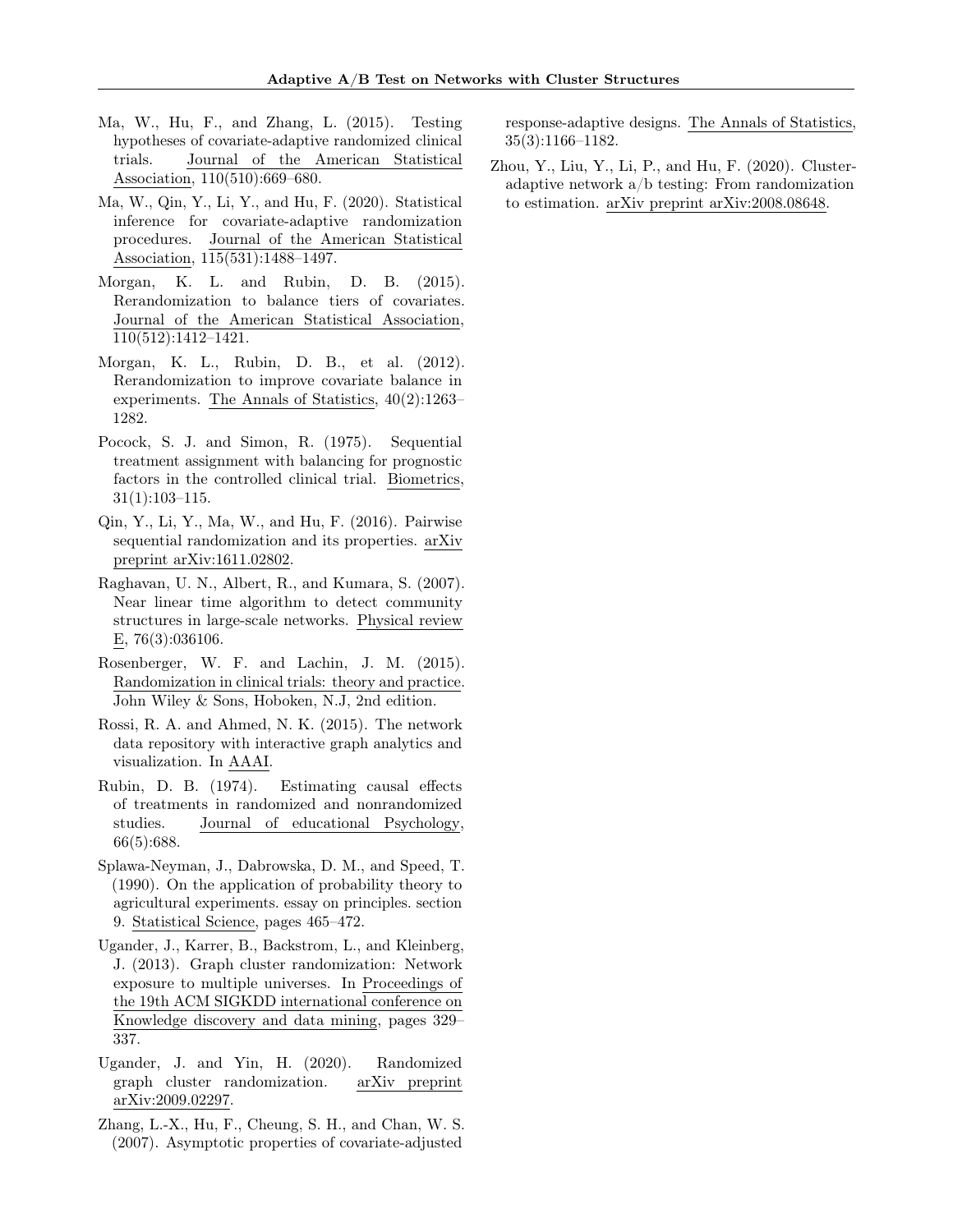Ma, W., Hu, F., and Zhang, L. (2015). Testing hypotheses of covariate-adaptive randomized clinical trials. Journal of the American Statistical Association, 110(510):669–680.

Ma, W., Qin, Y., Li, Y., and Hu, F. (2020). Statistical inference for covariate-adaptive randomization procedures. Journal of the American Statistical Association, 115(531):1488–1497.

Morgan, K. L. and Rubin, D. B. (2015). Rerandomization to balance tiers of covariates. Journal of the American Statistical Association, 110(512):1412–1421.

Morgan, K. L., Rubin, D. B., et al. (2012). Rerandomization to improve covariate balance in experiments. The Annals of Statistics, 40(2):1263–1282.

Pocock, S. J. and Simon, R. (1975). Sequential treatment assignment with balancing for prognostic factors in the controlled clinical trial. Biometrics, 31(1):103–115.

Qin, Y., Li, Y., Ma, W., and Hu, F. (2016). Pairwise sequential randomization and its properties. arXiv preprint arXiv:1611.02802.

Raghavan, U. N., Albert, R., and Kumara, S. (2007). Near linear time algorithm to detect community structures in large-scale networks. Physical review E, 76(3):036106.

Rosenberger, W. F. and Lachin, J. M. (2015). Randomization in clinical trials: theory and practice. John Wiley & Sons, Hoboken, N.J, 2nd edition.

Rossi, R. A. and Ahmed, N. K. (2015). The network data repository with interactive graph analytics and visualization. In AAAI.

Rubin, D. B. (1974). Estimating causal effects of treatments in randomized and nonrandomized studies. Journal of educational Psychology, 66(5):688.

Splawa-Neyman, J., Dabrowska, D. M., and Speed, T. (1990). On the application of probability theory to agricultural experiments. essay on principles. section 9. Statistical Science, pages 465–472.

Ugander, J., Karrer, B., Backstrom, L., and Kleinberg, J. (2013). Graph cluster randomization: Network exposure to multiple universes. In Proceedings of the 19th ACM SIGKDD international conference on Knowledge discovery and data mining, pages 329–337.

Ugander, J. and Yin, H. (2020). Randomized graph cluster randomization. arXiv preprint arXiv:2009.02297.

Zhang, L.-X., Hu, F., Cheung, S. H., and Chan, W. S. (2007). Asymptotic properties of covariate-adjusted response-adaptive designs. The Annals of Statistics, 35(3):1166–1182.

Zhou, Y., Liu, Y., Li, P., and Hu, F. (2020). Cluster-adaptive network a/b testing: From randomization to estimation. arXiv preprint arXiv:2008.08648.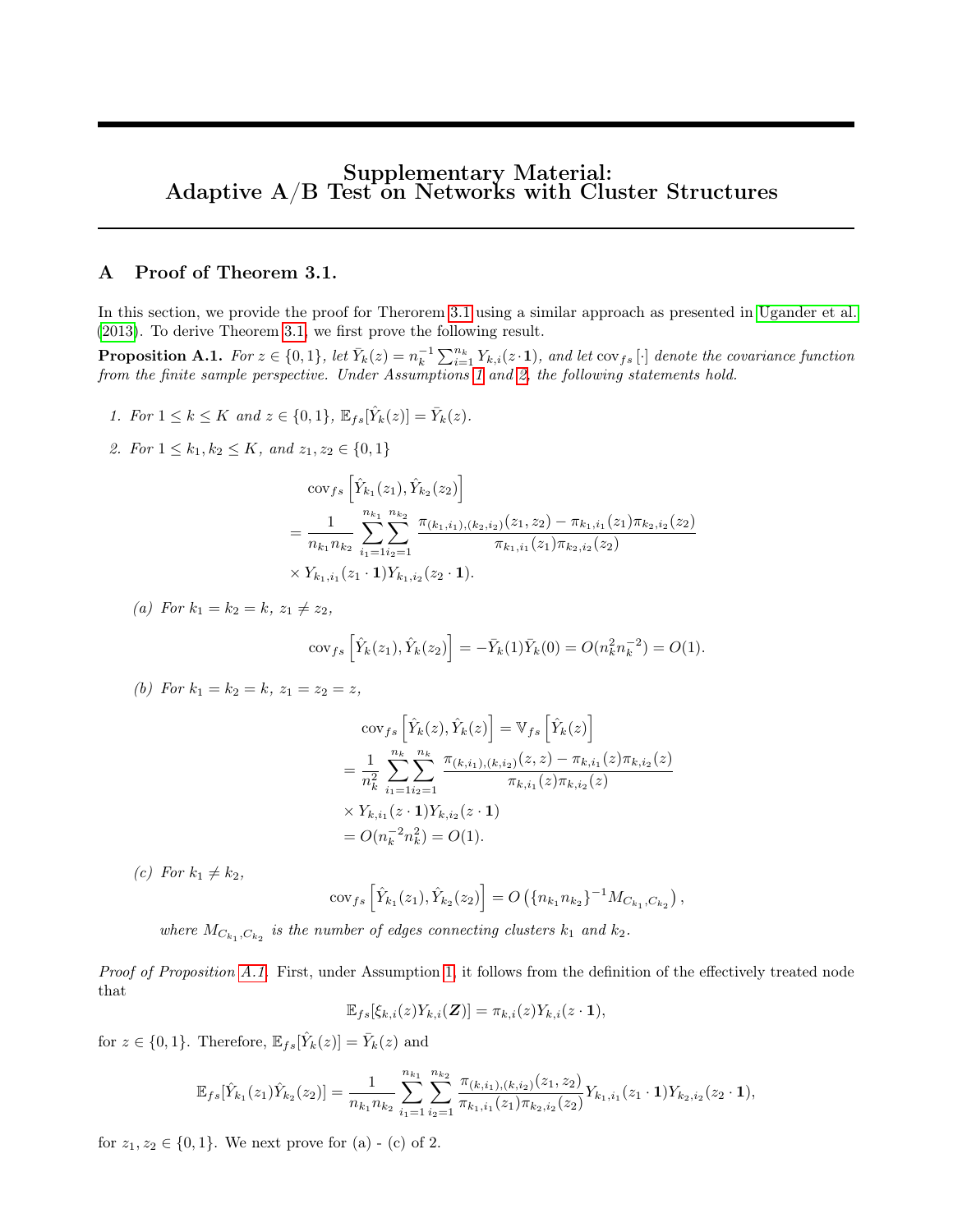# Supplementary Material: Adaptive A/B Test on Networks with Cluster Structures

## A Proof of Theorem 3.1.

In this section, we provide the proof for Therorem 3.1 using a similar approach as presented in Ugander et al. (2013). To derive Theorem 3.1, we first prove the following result.

**Proposition A.1.** *For $z \in \{0,1\}$, let $\bar{Y}_k(z) = n_k^{-1}\sum_{i=1}^{n_k} Y_{k,i}(z \cdot \mathbf{1})$, and let $\mathrm{cov}_{fs}[\cdot]$ denote the covariance function from the finite sample perspective. Under Assumptions 1 and 2, the following statements hold.*

1. *For $1 \le k \le K$ and $z \in \{0,1\}$, $\mathbb{E}_{fs}[\hat{Y}_k(z)] = \bar{Y}_k(z)$.*
2. *For $1 \le k_1, k_2 \le K$, and $z_1, z_2 \in \{0,1\}$*

$$
\begin{aligned}
&\mathrm{cov}_{fs}\left[\hat{Y}_{k_1}(z_1), \hat{Y}_{k_2}(z_2)\right] \\
&= \frac{1}{n_{k_1}n_{k_2}} \sum_{i_1=1}^{n_{k_1}}\sum_{i_2=1}^{n_{k_2}} \frac{\pi_{(k_1,i_1),(k_2,i_2)}(z_1,z_2) - \pi_{k_1,i_1}(z_1)\pi_{k_2,i_2}(z_2)}{\pi_{k_1,i_1}(z_1)\pi_{k_2,i_2}(z_2)} \\
&\times Y_{k_1,i_1}(z_1 \cdot \mathbf{1})Y_{k_1,i_2}(z_2 \cdot \mathbf{1}).
\end{aligned}
$$

   (a) *For $k_1 = k_2 = k$, $z_1 \neq z_2$,*

$$
\mathrm{cov}_{fs}\left[\hat{Y}_k(z_1), \hat{Y}_k(z_2)\right] = -\bar{Y}_k(1)\bar{Y}_k(0) = O(n_k^2 n_k^{-2}) = O(1).
$$

   (b) *For $k_1 = k_2 = k$, $z_1 = z_2 = z$,*

$$
\begin{aligned}
&\mathrm{cov}_{fs}\left[\hat{Y}_k(z), \hat{Y}_k(z)\right] = \mathbb{V}_{fs}\left[\hat{Y}_k(z)\right] \\
&= \frac{1}{n_k^2}\sum_{i_1=1}^{n_k}\sum_{i_2=1}^{n_k} \frac{\pi_{(k,i_1),(k,i_2)}(z,z) - \pi_{k,i_1}(z)\pi_{k,i_2}(z)}{\pi_{k,i_1}(z)\pi_{k,i_2}(z)} \\
&\times Y_{k,i_1}(z\cdot\mathbf{1})Y_{k,i_2}(z\cdot\mathbf{1}) \\
&= O(n_k^{-2}n_k^2) = O(1).
\end{aligned}
$$

   (c) *For $k_1 \neq k_2$,*

$$
\mathrm{cov}_{fs}\left[\hat{Y}_{k_1}(z_1), \hat{Y}_{k_2}(z_2)\right] = O\left(\{n_{k_1}n_{k_2}\}^{-1}M_{C_{k_1},C_{k_2}}\right),
$$

   *where $M_{C_{k_1},C_{k_2}}$ is the number of edges connecting clusters $k_1$ and $k_2$.*

*Proof of Proposition A.1.* First, under Assumption 1, it follows from the definition of the effectively treated node that

$$
\mathbb{E}_{fs}[\xi_{k,i}(z)Y_{k,i}(\boldsymbol{Z})] = \pi_{k,i}(z)Y_{k,i}(z\cdot\mathbf{1}),
$$

for $z \in \{0,1\}$. Therefore, $\mathbb{E}_{fs}[\hat{Y}_k(z)] = \bar{Y}_k(z)$ and

$$
\mathbb{E}_{fs}[\hat{Y}_{k_1}(z_1)\hat{Y}_{k_2}(z_2)] = \frac{1}{n_{k_1}n_{k_2}}\sum_{i_1=1}^{n_{k_1}}\sum_{i_2=1}^{n_{k_2}} \frac{\pi_{(k,i_1),(k,i_2)}(z_1,z_2)}{\pi_{k_1,i_1}(z_1)\pi_{k_2,i_2}(z_2)} Y_{k_1,i_1}(z_1\cdot\mathbf{1})Y_{k_2,i_2}(z_2\cdot\mathbf{1}),
$$

for $z_1, z_2 \in \{0,1\}$. We next prove for (a) - (c) of 2.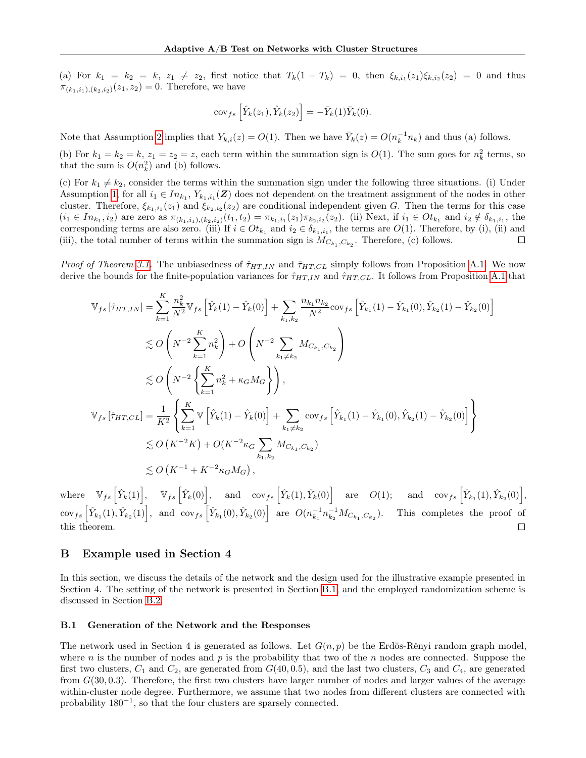(a) For $k_1 = k_2 = k$, $z_1 \neq z_2$, first notice that $T_k(1 - T_k) = 0$, then $\xi_{k,i_1}(z_1)\xi_{k,i_2}(z_2) = 0$ and thus $\pi_{(k_1,i_1),(k_2,i_2)}(z_1, z_2) = 0$. Therefore, we have

$$
\operatorname{cov}_{fs}\left[\hat{Y}_k(z_1), \hat{Y}_k(z_2)\right] = -\bar{Y}_k(1)\bar{Y}_k(0).
$$

Note that Assumption 2 implies that $Y_{k,i}(z) = O(1)$. Then we have $\bar{Y}_k(z) = O(n_k^{-1} n_k)$ and thus (a) follows.

(b) For $k_1 = k_2 = k$, $z_1 = z_2 = z$, each term within the summation sign is $O(1)$. The sum goes for $n_k^2$ terms, so that the sum is $O(n_k^2)$ and (b) follows.

(c) For $k_1 \neq k_2$, consider the terms within the summation sign under the following three situations. (i) Under Assumption 1, for all $i_1 \in In_{k_1}$, $Y_{k_1,i_1}(\boldsymbol{Z})$ does not dependent on the treatment assignment of the nodes in other cluster. Therefore, $\xi_{k_1,i_1}(z_1)$ and $\xi_{k_2,i_2}(z_2)$ are conditional independent given $G$. Then the terms for this case $(i_1 \in In_{k_1}, i_2)$ are zero as $\pi_{(k_1,i_1),(k_2,i_2)}(t_1, t_2) = \pi_{k_1,i_1}(z_1)\pi_{k_2,i_2}(z_2)$. (ii) Next, if $i_1 \in Ot_{k_1}$ and $i_2 \notin \delta_{k_1,i_1}$, the corresponding terms are also zero. (iii) If $i \in Ot_{k_1}$ and $i_2 \in \delta_{k_1,i_1}$, the terms are $O(1)$. Therefore, by (i), (ii) and (iii), the total number of terms within the summation sign is $M_{C_{k_1},C_{k_2}}$. Therefore, (c) follows. □

*Proof of Theorem 3.1.* The unbiasedness of $\hat{\tau}_{HT,IN}$ and $\hat{\tau}_{HT,CL}$ simply follows from Proposition A.1. We now derive the bounds for the finite-population variances for $\hat{\tau}_{HT,IN}$ and $\hat{\tau}_{HT,CL}$. It follows from Proposition A.1 that

$$
\begin{aligned}
\mathbb{V}_{fs}\left[\hat{\tau}_{HT,IN}\right] &= \sum_{k=1}^{K} \frac{n_k^2}{N^2} \mathbb{V}_{fs}\left[\hat{Y}_k(1) - \hat{Y}_k(0)\right] + \sum_{k_1,k_2} \frac{n_{k_1} n_{k_2}}{N^2} \operatorname{cov}_{fs}\left[\hat{Y}_{k_1}(1) - \hat{Y}_{k_1}(0), \hat{Y}_{k_2}(1) - \hat{Y}_{k_2}(0)\right] \\
&\lesssim O\left(N^{-2}\sum_{k=1}^{K} n_k^2\right) + O\left(N^{-2}\sum_{k_1 \neq k_2} M_{C_{k_1},C_{k_2}}\right) \\
&\lesssim O\left(N^{-2}\left\{\sum_{k=1}^{K} n_k^2 + \kappa_G M_G\right\}\right), \\
\mathbb{V}_{fs}\left[\hat{\tau}_{HT,CL}\right] &= \frac{1}{K^2}\left\{\sum_{k=1}^{K} \mathbb{V}\left[\hat{Y}_k(1) - \hat{Y}_k(0)\right] + \sum_{k_1 \neq k_2} \operatorname{cov}_{fs}\left[\hat{Y}_{k_1}(1) - \hat{Y}_{k_1}(0), \hat{Y}_{k_2}(1) - \hat{Y}_{k_2}(0)\right]\right\} \\
&\lesssim O\left(K^{-2}K\right) + O(K^{-2}\kappa_G \sum_{k_1,k_2} M_{C_{k_1},C_{k_2}}) \\
&\lesssim O\left(K^{-1} + K^{-2}\kappa_G M_G\right),
\end{aligned}
$$

where $\mathbb{V}_{fs}\left[\hat{Y}_k(1)\right]$, $\mathbb{V}_{fs}\left[\hat{Y}_k(0)\right]$, and $\operatorname{cov}_{fs}\left[\hat{Y}_k(1), \hat{Y}_k(0)\right]$ are $O(1)$; and $\operatorname{cov}_{fs}\left[\hat{Y}_{k_1}(1), \hat{Y}_{k_2}(0)\right]$, $\operatorname{cov}_{fs}\left[\hat{Y}_{k_1}(1), \hat{Y}_{k_2}(1)\right]$, and $\operatorname{cov}_{fs}\left[\hat{Y}_{k_1}(0), \hat{Y}_{k_2}(0)\right]$ are $O(n_{k_1}^{-1} n_{k_2}^{-1} M_{C_{k_1},C_{k_2}})$. This completes the proof of this theorem. □

## B Example used in Section 4

In this section, we discuss the details of the network and the design used for the illustrative example presented in Section 4. The setting of the network is presented in Section B.1, and the employed randomization scheme is discussed in Section B.2.

### B.1 Generation of the Network and the Responses

The network used in Section 4 is generated as follows. Let $G(n, p)$ be the Erdös-Rényi random graph model, where $n$ is the number of nodes and $p$ is the probability that two of the $n$ nodes are connected. Suppose the first two clusters, $C_1$ and $C_2$, are generated from $G(40, 0.5)$, and the last two clusters, $C_3$ and $C_4$, are generated from $G(30, 0.3)$. Therefore, the first two clusters have larger number of nodes and larger values of the average within-cluster node degree. Furthermore, we assume that two nodes from different clusters are connected with probability $180^{-1}$, so that the four clusters are sparsely connected.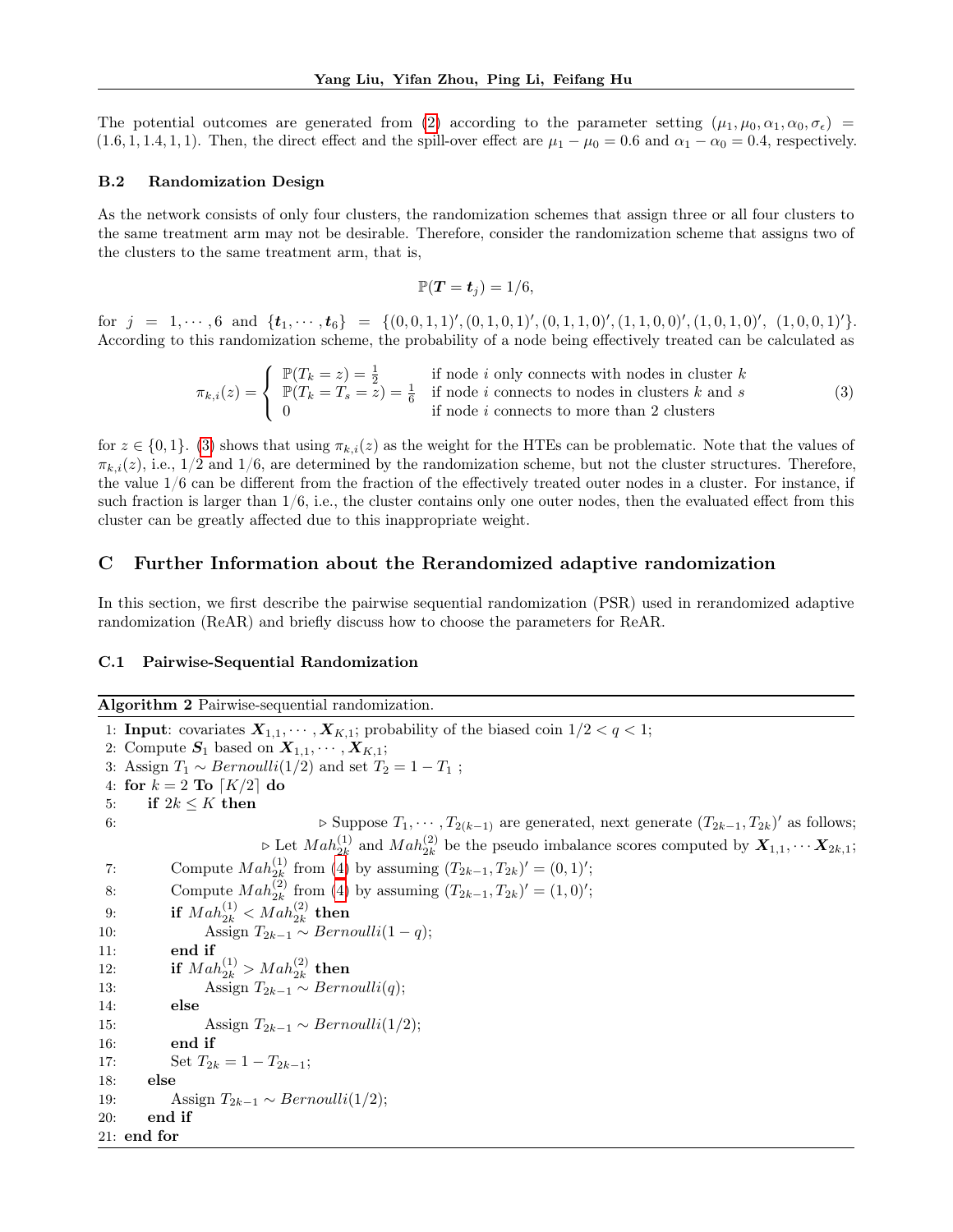The potential outcomes are generated from (2) according to the parameter setting $(\mu_1, \mu_0, \alpha_1, \alpha_0, \sigma_\epsilon) = (1.6, 1, 1.4, 1, 1)$. Then, the direct effect and the spill-over effect are $\mu_1 - \mu_0 = 0.6$ and $\alpha_1 - \alpha_0 = 0.4$, respectively.

### B.2 Randomization Design

As the network consists of only four clusters, the randomization schemes that assign three or all four clusters to the same treatment arm may not be desirable. Therefore, consider the randomization scheme that assigns two of the clusters to the same treatment arm, that is,

$$\mathbb{P}(\boldsymbol{T} = \boldsymbol{t}_j) = 1/6,$$

for $j = 1, \cdots, 6$ and $\{\boldsymbol{t}_1, \cdots, \boldsymbol{t}_6\} = \{(0,0,1,1)', (0,1,0,1)', (0,1,1,0)', (1,1,0,0)', (1,0,1,0)', (1,0,0,1)'\}$. According to this randomization scheme, the probability of a node being effectively treated can be calculated as

$$\pi_{k,i}(z) = \begin{cases} \mathbb{P}(T_k = z) = \frac{1}{2} & \text{if node } i \text{ only connects with nodes in cluster } k \\ \mathbb{P}(T_k = T_s = z) = \frac{1}{6} & \text{if node } i \text{ connects to nodes in clusters } k \text{ and } s \\ 0 & \text{if node } i \text{ connects to more than 2 clusters} \end{cases} \tag{3}$$

for $z \in \{0, 1\}$. (3) shows that using $\pi_{k,i}(z)$ as the weight for the HTEs can be problematic. Note that the values of $\pi_{k,i}(z)$, i.e., $1/2$ and $1/6$, are determined by the randomization scheme, but not the cluster structures. Therefore, the value $1/6$ can be different from the fraction of the effectively treated outer nodes in a cluster. For instance, if such fraction is larger than $1/6$, i.e., the cluster contains only one outer nodes, then the evaluated effect from this cluster can be greatly affected due to this inappropriate weight.

## C Further Information about the Rerandomized adaptive randomization

In this section, we first describe the pairwise sequential randomization (PSR) used in rerandomized adaptive randomization (ReAR) and briefly discuss how to choose the parameters for ReAR.

### C.1 Pairwise-Sequential Randomization

**Algorithm 2** Pairwise-sequential randomization.

```
1: Input: covariates X_{1,1}, ..., X_{K,1}; probability of the biased coin 1/2 < q < 1;
2: Compute S_1 based on X_{1,1}, ..., X_{K,1};
3: Assign T_1 ~ Bernoulli(1/2) and set T_2 = 1 - T_1 ;
4: for k = 2 To ⌈K/2⌉ do
5:     if 2k ≤ K then
6:         ▷ Suppose T_1, ..., T_{2(k-1)} are generated, next generate (T_{2k-1}, T_{2k})' as follows;
           ▷ Let Mah_{2k}^{(1)} and Mah_{2k}^{(2)} be the pseudo imbalance scores computed by X_{1,1}, ... X_{2k,1};
7:         Compute Mah_{2k}^{(1)} from (4) by assuming (T_{2k-1}, T_{2k})' = (0, 1)';
8:         Compute Mah_{2k}^{(2)} from (4) by assuming (T_{2k-1}, T_{2k})' = (1, 0)';
9:         if Mah_{2k}^{(1)} < Mah_{2k}^{(2)} then
10:            Assign T_{2k-1} ~ Bernoulli(1 - q);
11:        end if
12:        if Mah_{2k}^{(1)} > Mah_{2k}^{(2)} then
13:            Assign T_{2k-1} ~ Bernoulli(q);
14:        else
15:            Assign T_{2k-1} ~ Bernoulli(1/2);
16:        end if
17:        Set T_{2k} = 1 - T_{2k-1};
18:    else
19:        Assign T_{2k-1} ~ Bernoulli(1/2);
20:    end if
21: end for
```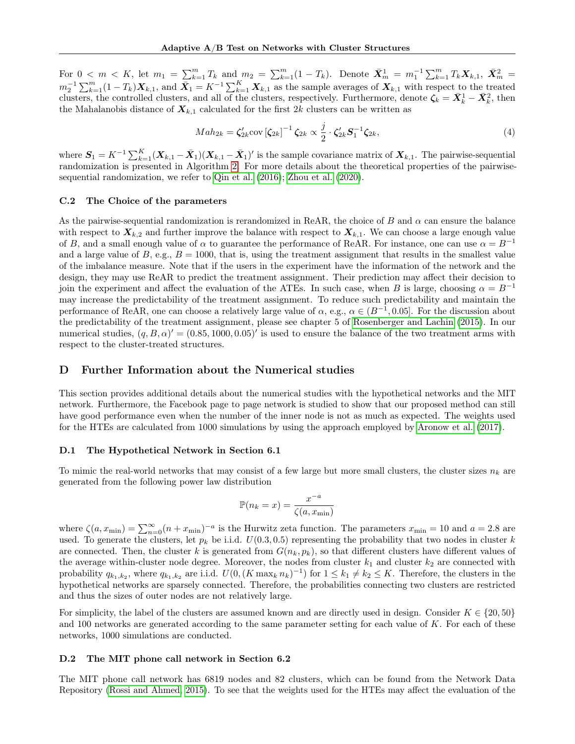For $0 < m < K$, let $m_1 = \sum_{k=1}^m T_k$ and $m_2 = \sum_{k=1}^m (1 - T_k)$. Denote $\bar{\boldsymbol{X}}_m^1 = m_1^{-1} \sum_{k=1}^m T_k \boldsymbol{X}_{k,1}$, $\bar{\boldsymbol{X}}_m^2 = m_2^{-1} \sum_{k=1}^m (1-T_k) \boldsymbol{X}_{k,1}$, and $\bar{\boldsymbol{X}}_1 = K^{-1} \sum_{k=1}^K \boldsymbol{X}_{k,1}$ as the sample averages of $\boldsymbol{X}_{k,1}$ with respect to the treated clusters, the controlled clusters, and all of the clusters, respectively. Furthermore, denote $\boldsymbol{\zeta}_k = \bar{\boldsymbol{X}}_k^1 - \bar{\boldsymbol{X}}_k^2$, then the Mahalanobis distance of $\boldsymbol{X}_{k,1}$ calculated for the first $2k$ clusters can be written as

$$
Mah_{2k} = \boldsymbol{\zeta}_{2k}' \text{cov} \left[ \boldsymbol{\zeta}_{2k} \right]^{-1} \boldsymbol{\zeta}_{2k} \propto \frac{j}{2} \cdot \boldsymbol{\zeta}_{2k}' \boldsymbol{S}_1^{-1} \boldsymbol{\zeta}_{2k}, \tag{4}
$$

where $\boldsymbol{S}_1 = K^{-1} \sum_{k=1}^K (\boldsymbol{X}_{k,1} - \bar{\boldsymbol{X}}_1)(\boldsymbol{X}_{k,1} - \bar{\boldsymbol{X}}_1)'$ is the sample covariance matrix of $\boldsymbol{X}_{k,1}$. The pairwise-sequential randomization is presented in Algorithm 2. For more details about the theoretical properties of the pairwise-sequential randomization, we refer to Qin et al. (2016); Zhou et al. (2020).

### C.2 The Choice of the parameters

As the pairwise-sequential randomization is rerandomized in ReAR, the choice of $B$ and $\alpha$ can ensure the balance with respect to $\boldsymbol{X}_{k,2}$ and further improve the balance with respect to $\boldsymbol{X}_{k,1}$. We can choose a large enough value of $B$, and a small enough value of $\alpha$ to guarantee the performance of ReAR. For instance, one can use $\alpha = B^{-1}$ and a large value of $B$, e.g., $B = 1000$, that is, using the treatment assignment that results in the smallest value of the imbalance measure. Note that if the users in the experiment have the information of the network and the design, they may use ReAR to predict the treatment assignment. Their prediction may affect their decision to join the experiment and affect the evaluation of the ATEs. In such case, when $B$ is large, choosing $\alpha = B^{-1}$ may increase the predictability of the treatment assignment. To reduce such predictability and maintain the performance of ReAR, one can choose a relatively large value of $\alpha$, e.g., $\alpha \in (B^{-1}, 0.05]$. For the discussion about the predictability of the treatment assignment, please see chapter 5 of Rosenberger and Lachin (2015). In our numerical studies, $(q, B, \alpha)' = (0.85, 1000, 0.05)'$ is used to ensure the balance of the two treatment arms with respect to the cluster-treated structures.

## D Further Information about the Numerical studies

This section provides additional details about the numerical studies with the hypothetical networks and the MIT network. Furthermore, the Facebook page to page network is studied to show that our proposed method can still have good performance even when the number of the inner node is not as much as expected. The weights used for the HTEs are calculated from 1000 simulations by using the approach employed by Aronow et al. (2017).

### D.1 The Hypothetical Network in Section 6.1

To mimic the real-world networks that may consist of a few large but more small clusters, the cluster sizes $n_k$ are generated from the following power law distribution

$$
\mathbb{P}(n_k = x) = \frac{x^{-a}}{\zeta(a, x_{\min})}
$$

where $\zeta(a, x_{\min}) = \sum_{n=0}^{\infty} (n + x_{\min})^{-a}$ is the Hurwitz zeta function. The parameters $x_{\min} = 10$ and $a = 2.8$ are used. To generate the clusters, let $p_k$ be i.i.d. $U(0.3, 0.5)$ representing the probability that two nodes in cluster $k$ are connected. Then, the cluster $k$ is generated from $G(n_k, p_k)$, so that different clusters have different values of the average within-cluster node degree. Moreover, the nodes from cluster $k_1$ and cluster $k_2$ are connected with probability $q_{k_1,k_2}$, where $q_{k_1,k_2}$ are i.i.d. $U(0, (K \max_k n_k)^{-1})$ for $1 \le k_1 \ne k_2 \le K$. Therefore, the clusters in the hypothetical networks are sparsely connected. Therefore, the probabilities connecting two clusters are restricted and thus the sizes of outer nodes are not relatively large.

For simplicity, the label of the clusters are assumed known and are directly used in design. Consider $K \in \{20, 50\}$ and 100 networks are generated according to the same parameter setting for each value of $K$. For each of these networks, 1000 simulations are conducted.

### D.2 The MIT phone call network in Section 6.2

The MIT phone call network has 6819 nodes and 82 clusters, which can be found from the Network Data Repository (Rossi and Ahmed, 2015). To see that the weights used for the HTEs may affect the evaluation of the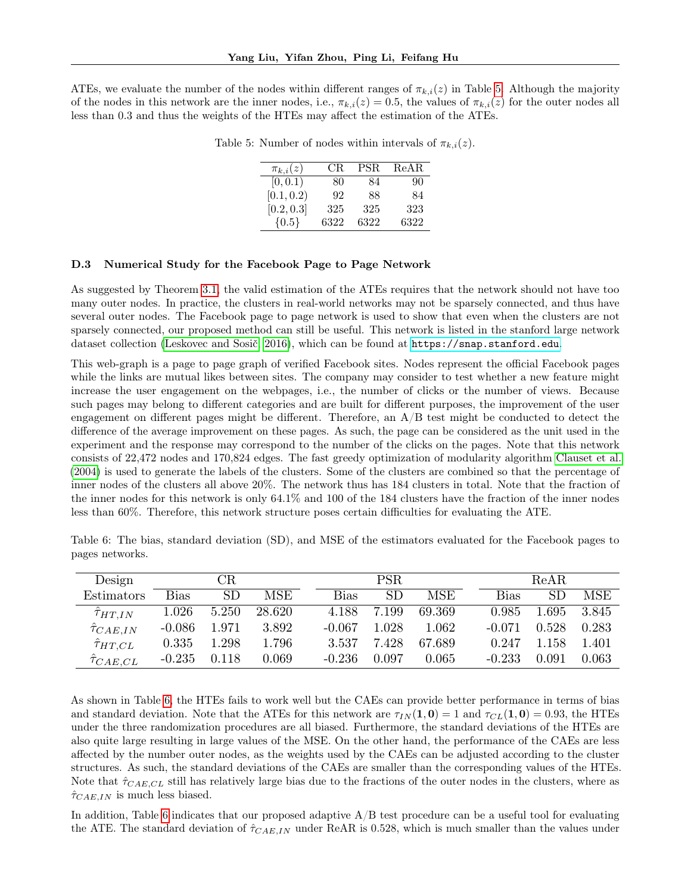ATEs, we evaluate the number of the nodes within different ranges of $\pi_{k,i}(z)$ in Table 5. Although the majority of the nodes in this network are the inner nodes, i.e., $\pi_{k,i}(z) = 0.5$, the values of $\pi_{k,i}(z)$ for the outer nodes all less than 0.3 and thus the weights of the HTEs may affect the estimation of the ATEs.

Table 5: Number of nodes within intervals of $\pi_{k,i}(z)$.

| $\pi_{k,i}(z)$ | CR | PSR | ReAR |
|---|---|---|---|
| $[0, 0.1)$ | 80 | 84 | 90 |
| $[0.1, 0.2)$ | 92 | 88 | 84 |
| $[0.2, 0.3]$ | 325 | 325 | 323 |
| $\{0.5\}$ | 6322 | 6322 | 6322 |

### D.3 Numerical Study for the Facebook Page to Page Network

As suggested by Theorem 3.1, the valid estimation of the ATEs requires that the network should not have too many outer nodes. In practice, the clusters in real-world networks may not be sparsely connected, and thus have several outer nodes. The Facebook page to page network is used to show that even when the clusters are not sparsely connected, our proposed method can still be useful. This network is listed in the stanford large network dataset collection (Leskovec and Sosič, 2016), which can be found at https://snap.stanford.edu.

This web-graph is a page to page graph of verified Facebook sites. Nodes represent the official Facebook pages while the links are mutual likes between sites. The company may consider to test whether a new feature might increase the user engagement on the webpages, i.e., the number of clicks or the number of views. Because such pages may belong to different categories and are built for different purposes, the improvement of the user engagement on different pages might be different. Therefore, an A/B test might be conducted to detect the difference of the average improvement on these pages. As such, the page can be considered as the unit used in the experiment and the response may correspond to the number of the clicks on the pages. Note that this network consists of 22,472 nodes and 170,824 edges. The fast greedy optimization of modularity algorithm Clauset et al. (2004) is used to generate the labels of the clusters. Some of the clusters are combined so that the percentage of inner nodes of the clusters all above 20%. The network thus has 184 clusters in total. Note that the fraction of the inner nodes for this network is only 64.1% and 100 of the 184 clusters have the fraction of the inner nodes less than 60%. Therefore, this network structure poses certain difficulties for evaluating the ATE.

Table 6: The bias, standard deviation (SD), and MSE of the estimators evaluated for the Facebook pages to pages networks.

| Design | CR | | | PSR | | | ReAR | | |
|---|---|---|---|---|---|---|---|---|---|
| Estimators | Bias | SD | MSE | Bias | SD | MSE | Bias | SD | MSE |
| $\hat{\tau}_{HT,IN}$ | 1.026 | 5.250 | 28.620 | 4.188 | 7.199 | 69.369 | 0.985 | 1.695 | 3.845 |
| $\hat{\tau}_{CAE,IN}$ | -0.086 | 1.971 | 3.892 | -0.067 | 1.028 | 1.062 | -0.071 | 0.528 | 0.283 |
| $\hat{\tau}_{HT,CL}$ | 0.335 | 1.298 | 1.796 | 3.537 | 7.428 | 67.689 | 0.247 | 1.158 | 1.401 |
| $\hat{\tau}_{CAE,CL}$ | -0.235 | 0.118 | 0.069 | -0.236 | 0.097 | 0.065 | -0.233 | 0.091 | 0.063 |

As shown in Table 6, the HTEs fails to work well but the CAEs can provide better performance in terms of bias and standard deviation. Note that the ATEs for this network are $\tau_{IN}(\mathbf{1}, \mathbf{0}) = 1$ and $\tau_{CL}(\mathbf{1}, \mathbf{0}) = 0.93$, the HTEs under the three randomization procedures are all biased. Furthermore, the standard deviations of the HTEs are also quite large resulting in large values of the MSE. On the other hand, the performance of the CAEs are less affected by the number outer nodes, as the weights used by the CAEs can be adjusted according to the cluster structures. As such, the standard deviations of the CAEs are smaller than the corresponding values of the HTEs. Note that $\hat{\tau}_{CAE,CL}$ still has relatively large bias due to the fractions of the outer nodes in the clusters, where as $\hat{\tau}_{CAE,IN}$ is much less biased.

In addition, Table 6 indicates that our proposed adaptive A/B test procedure can be a useful tool for evaluating the ATE. The standard deviation of $\hat{\tau}_{CAE,IN}$ under ReAR is 0.528, which is much smaller than the values under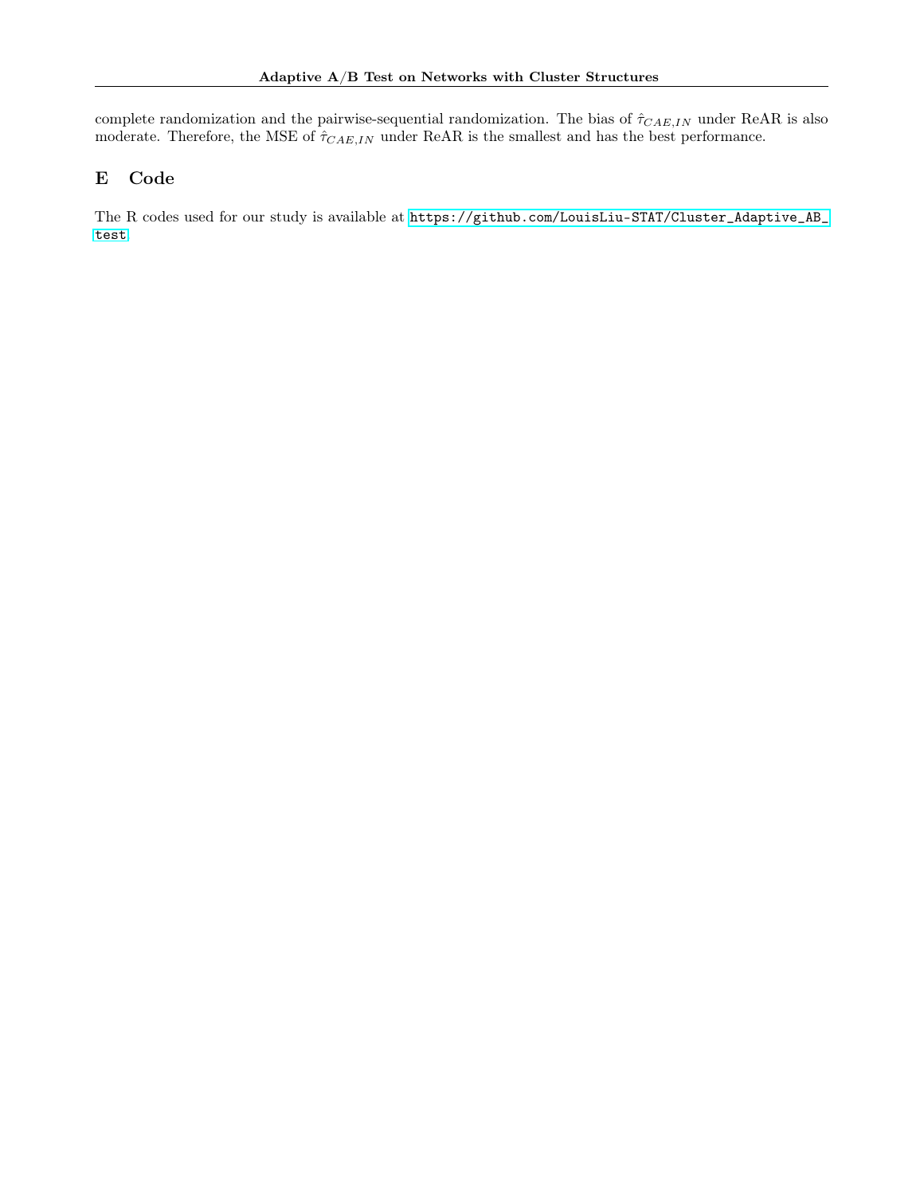complete randomization and the pairwise-sequential randomization. The bias of $\hat{\tau}_{CAE,IN}$ under ReAR is also moderate. Therefore, the MSE of $\hat{\tau}_{CAE,IN}$ under ReAR is the smallest and has the best performance.

## E Code

The R codes used for our study is available at https://github.com/LouisLiu-STAT/Cluster_Adaptive_AB_test